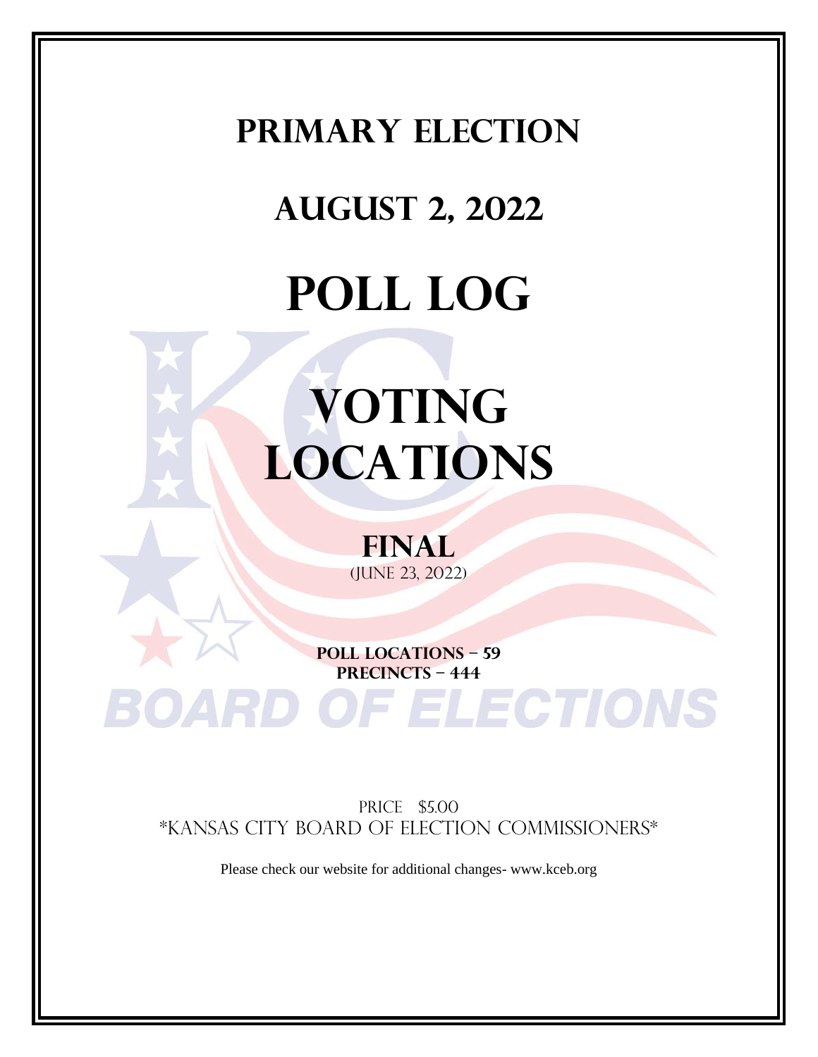# PRIMARY ELECTION

# AUGUST 2, 2022

# POLL LOG

# VOTING LOCATIONS

## FINAL

(JUNE 23, 2022)

**POLL LOCATIONS – 59**
**PRECINCTS – 444**

BOARD OF ELECTIONS

PRICE $5.00
*KANSAS CITY BOARD OF ELECTION COMMISSIONERS*

Please check our website for additional changes- www.kceb.org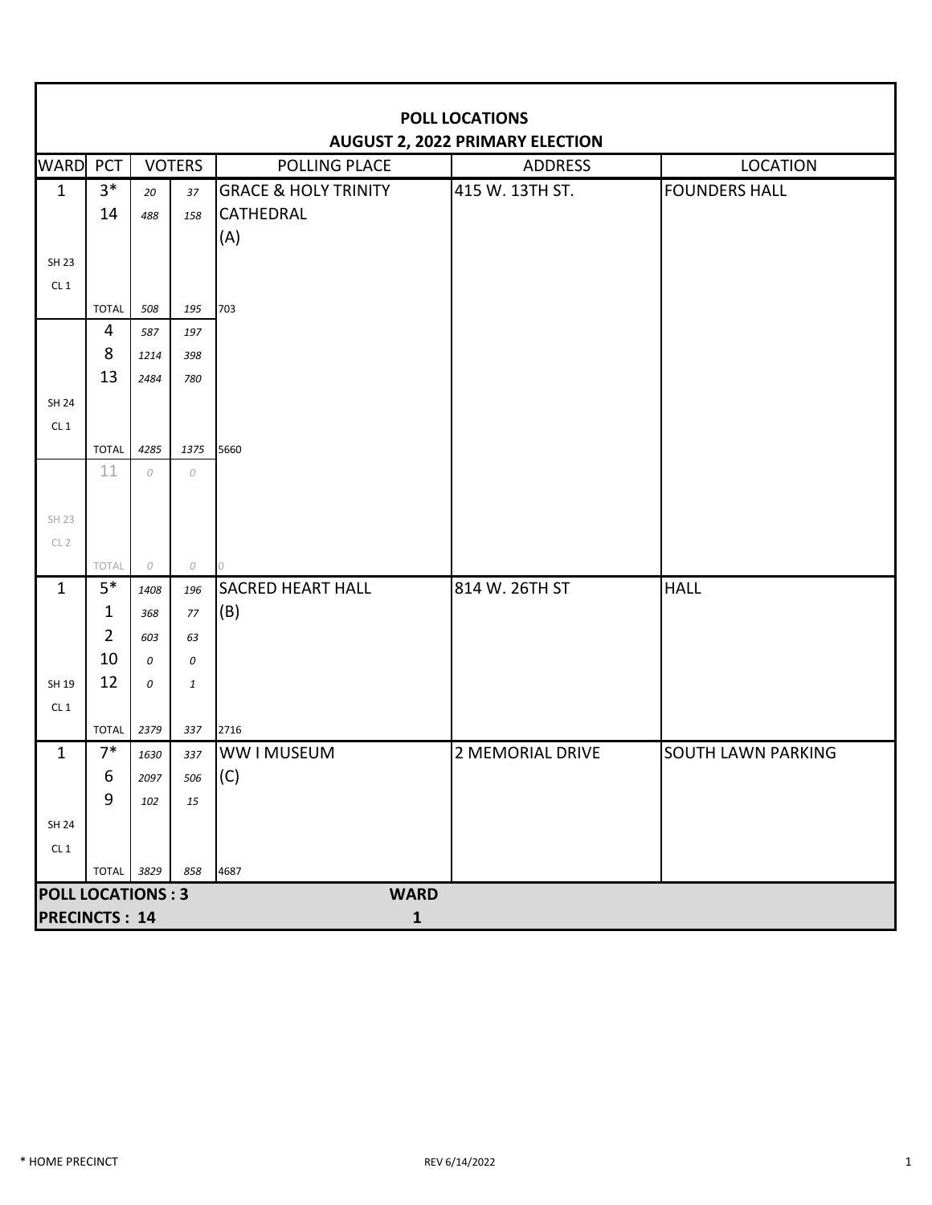# POLL LOCATIONS
## AUGUST 2, 2022 PRIMARY ELECTION

| WARD | PCT | VOTERS | | POLLING PLACE | ADDRESS | LOCATION |
|---|---|---|---|---|---|---|
| 1 | 3* | 20 | 37 | GRACE & HOLY TRINITY | 415 W. 13TH ST. | FOUNDERS HALL |
| | 14 | 488 | 158 | CATHEDRAL | | |
| | | | | (A) | | |
| SH 23 | | | | | | |
| CL 1 | | | | | | |
| | TOTAL | 508 | 195 | 703 | | |
| | 4 | 587 | 197 | | | |
| | 8 | 1214 | 398 | | | |
| | 13 | 2484 | 780 | | | |
| SH 24 | | | | | | |
| CL 1 | | | | | | |
| | TOTAL | 4285 | 1375 | 5660 | | |
| | 11 | 0 | 0 | | | |
| SH 23 | | | | | | |
| CL 2 | | | | | | |
| | TOTAL | 0 | 0 | 0 | | |
| 1 | 5* | 1408 | 196 | SACRED HEART HALL | 814 W. 26TH ST | HALL |
| | 1 | 368 | 77 | (B) | | |
| | 2 | 603 | 63 | | | |
| | 10 | 0 | 0 | | | |
| SH 19 | 12 | 0 | 1 | | | |
| CL 1 | | | | | | |
| | TOTAL | 2379 | 337 | 2716 | | |
| 1 | 7* | 1630 | 337 | WW I MUSEUM | 2 MEMORIAL DRIVE | SOUTH LAWN PARKING |
| | 6 | 2097 | 506 | (C) | | |
| | 9 | 102 | 15 | | | |
| SH 24 | | | | | | |
| CL 1 | | | | | | |
| | TOTAL | 3829 | 858 | 4687 | | |

**POLL LOCATIONS : 3** — **WARD 1**

**PRECINCTS : 14**

\* HOME PRECINCT

REV 6/14/2022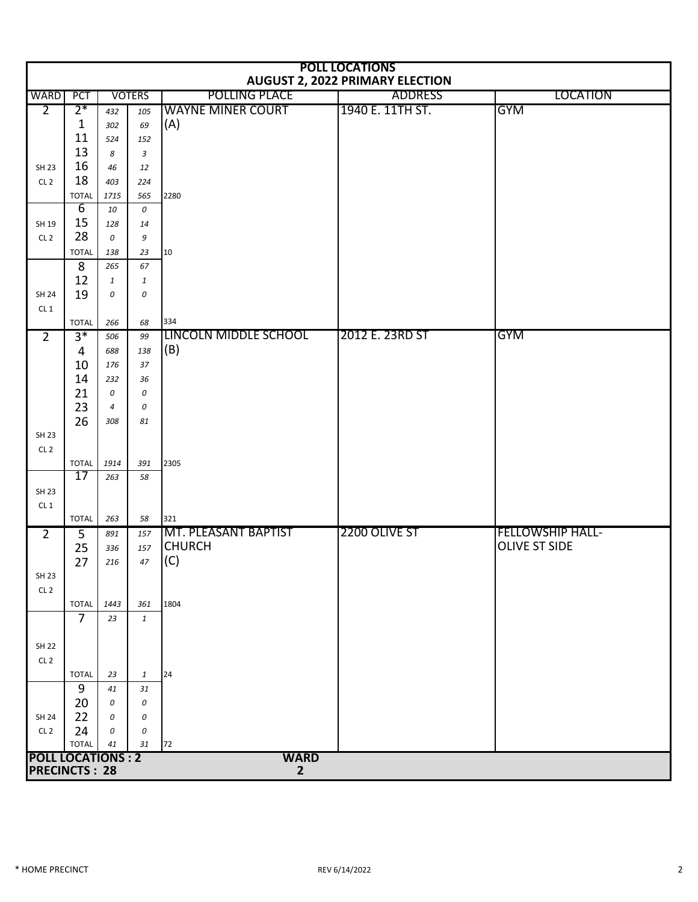# POLL LOCATIONS
## AUGUST 2, 2022 PRIMARY ELECTION

| WARD | PCT | VOTERS | | POLLING PLACE | ADDRESS | LOCATION |
|---|---|---|---|---|---|---|
| 2 | 2* | 432 | 105 | WAYNE MINER COURT | 1940 E. 11TH ST. | GYM |
| | 1 | 302 | 69 | (A) | | |
| | 11 | 524 | 152 | | | |
| | 13 | 8 | 3 | | | |
| SH 23 | 16 | 46 | 12 | | | |
| CL 2 | 18 | 403 | 224 | | | |
| | TOTAL | 1715 | 565 | 2280 | | |
| | 6 | 10 | 0 | | | |
| SH 19 | 15 | 128 | 14 | | | |
| CL 2 | 28 | 0 | 9 | | | |
| | TOTAL | 138 | 23 | 10 | | |
| | 8 | 265 | 67 | | | |
| | 12 | 1 | 1 | | | |
| SH 24 | 19 | 0 | 0 | | | |
| CL 1 | | | | | | |
| | TOTAL | 266 | 68 | 334 | | |
| 2 | 3* | 506 | 99 | LINCOLN MIDDLE SCHOOL | 2012 E. 23RD ST | GYM |
| | 4 | 688 | 138 | (B) | | |
| | 10 | 176 | 37 | | | |
| | 14 | 232 | 36 | | | |
| | 21 | 0 | 0 | | | |
| | 23 | 4 | 0 | | | |
| | 26 | 308 | 81 | | | |
| SH 23 | | | | | | |
| CL 2 | | | | | | |
| | TOTAL | 1914 | 391 | 2305 | | |
| | 17 | 263 | 58 | | | |
| SH 23 | | | | | | |
| CL 1 | | | | | | |
| | TOTAL | 263 | 58 | 321 | | |
| 2 | 5 | 891 | 157 | MT. PLEASANT BAPTIST | 2200 OLIVE ST | FELLOWSHIP HALL- |
| | 25 | 336 | 157 | CHURCH | | OLIVE ST SIDE |
| | 27 | 216 | 47 | (C) | | |
| SH 23 | | | | | | |
| CL 2 | | | | | | |
| | TOTAL | 1443 | 361 | 1804 | | |
| | 7 | 23 | 1 | | | |
| SH 22 | | | | | | |
| CL 2 | | | | | | |
| | TOTAL | 23 | 1 | 24 | | |
| | 9 | 41 | 31 | | | |
| | 20 | 0 | 0 | | | |
| SH 24 | 22 | 0 | 0 | | | |
| CL 2 | 24 | 0 | 0 | | | |
| | TOTAL | 41 | 31 | 72 | | |

**POLL LOCATIONS : 2**
**PRECINCTS : 28**
**WARD 2**

* HOME PRECINCT

REV 6/14/2022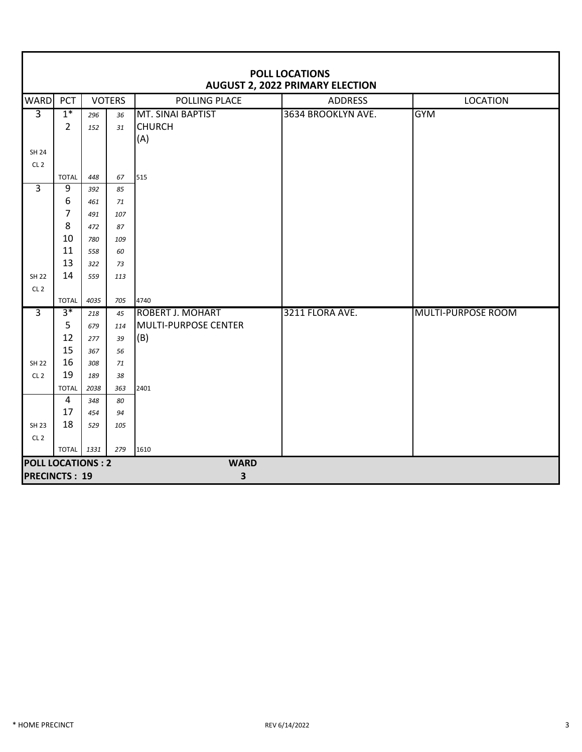## POLL LOCATIONS
## AUGUST 2, 2022 PRIMARY ELECTION

| WARD | PCT | VOTERS | | POLLING PLACE | ADDRESS | LOCATION |
|---|---|---|---|---|---|---|
| 3 | 1* | 296 | 36 | MT. SINAI BAPTIST | 3634 BROOKLYN AVE. | GYM |
| | 2 | 152 | 31 | CHURCH | | |
| | | | | (A) | | |
| SH 24 | | | | | | |
| CL 2 | | | | | | |
| | TOTAL | 448 | 67 | 515 | | |
| 3 | 9 | 392 | 85 | | | |
| | 6 | 461 | 71 | | | |
| | 7 | 491 | 107 | | | |
| | 8 | 472 | 87 | | | |
| | 10 | 780 | 109 | | | |
| | 11 | 558 | 60 | | | |
| | 13 | 322 | 73 | | | |
| SH 22 | 14 | 559 | 113 | | | |
| CL 2 | | | | | | |
| | TOTAL | 4035 | 705 | 4740 | | |
| 3 | 3* | 218 | 45 | ROBERT J. MOHART | 3211 FLORA AVE. | MULTI-PURPOSE ROOM |
| | 5 | 679 | 114 | MULTI-PURPOSE CENTER | | |
| | 12 | 277 | 39 | (B) | | |
| | 15 | 367 | 56 | | | |
| SH 22 | 16 | 308 | 71 | | | |
| CL 2 | 19 | 189 | 38 | | | |
| | TOTAL | 2038 | 363 | 2401 | | |
| | 4 | 348 | 80 | | | |
| | 17 | 454 | 94 | | | |
| SH 23 | 18 | 529 | 105 | | | |
| CL 2 | | | | | | |
| | TOTAL | 1331 | 279 | 1610 | | |

**POLL LOCATIONS : 2** **WARD**
**PRECINCTS : 19** **3**

\* HOME PRECINCT

REV 6/14/2022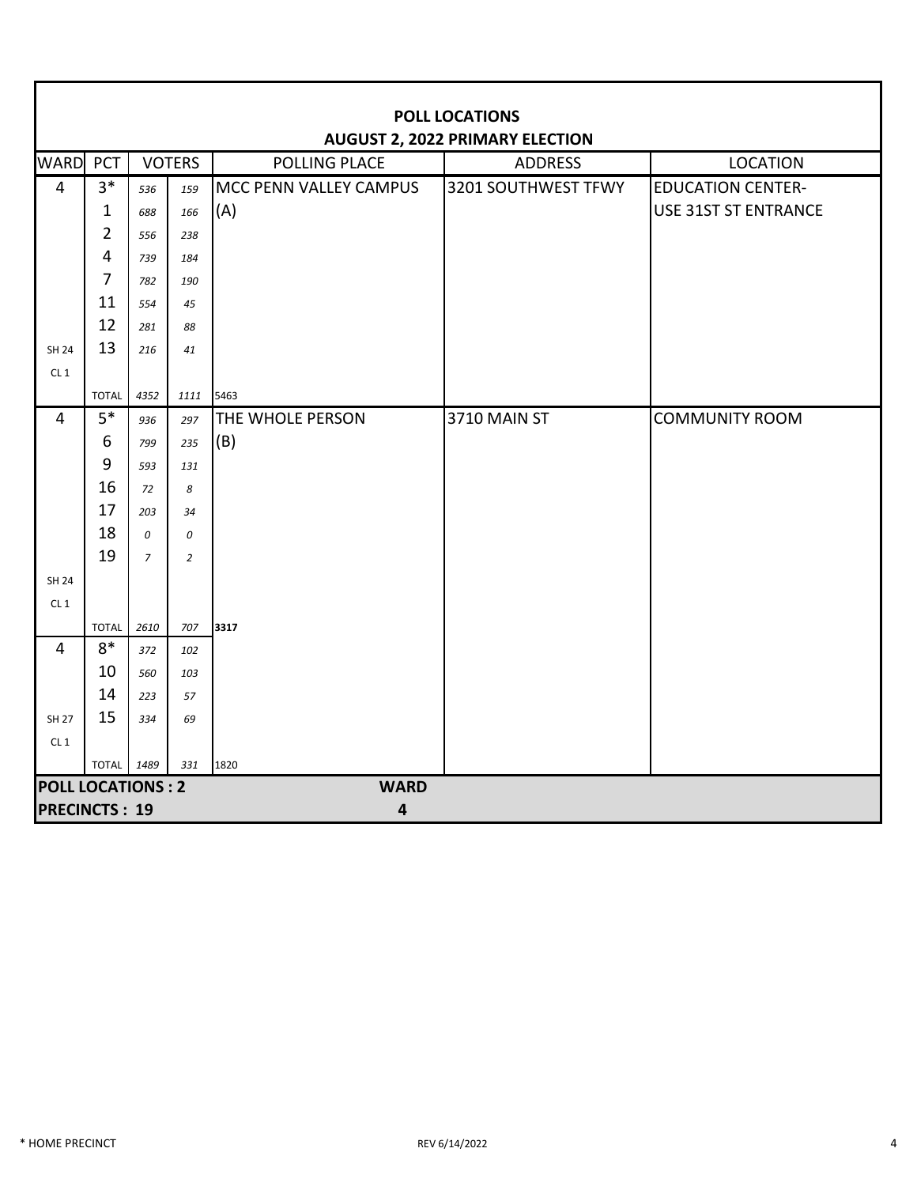## POLL LOCATIONS
## AUGUST 2, 2022 PRIMARY ELECTION

| WARD | PCT | VOTERS | | POLLING PLACE | ADDRESS | LOCATION |
|---|---|---|---|---|---|---|
| 4 | 3* | 536 | 159 | MCC PENN VALLEY CAMPUS | 3201 SOUTHWEST TFWY | EDUCATION CENTER- |
| | 1 | 688 | 166 | (A) | | USE 31ST ST ENTRANCE |
| | 2 | 556 | 238 | | | |
| | 4 | 739 | 184 | | | |
| | 7 | 782 | 190 | | | |
| | 11 | 554 | 45 | | | |
| | 12 | 281 | 88 | | | |
| SH 24 | 13 | 216 | 41 | | | |
| CL 1 | | | | | | |
| | TOTAL | 4352 | 1111 | 5463 | | |
| 4 | 5* | 936 | 297 | THE WHOLE PERSON | 3710 MAIN ST | COMMUNITY ROOM |
| | 6 | 799 | 235 | (B) | | |
| | 9 | 593 | 131 | | | |
| | 16 | 72 | 8 | | | |
| | 17 | 203 | 34 | | | |
| | 18 | 0 | 0 | | | |
| | 19 | 7 | 2 | | | |
| SH 24 | | | | | | |
| CL 1 | | | | | | |
| | TOTAL | 2610 | 707 | **3317** | | |
| 4 | 8* | 372 | 102 | | | |
| | 10 | 560 | 103 | | | |
| | 14 | 223 | 57 | | | |
| SH 27 | 15 | 334 | 69 | | | |
| CL 1 | | | | | | |
| | TOTAL | 1489 | 331 | 1820 | | |

**POLL LOCATIONS : 2** **WARD**

**PRECINCTS : 19** **4**

\* HOME PRECINCT

REV 6/14/2022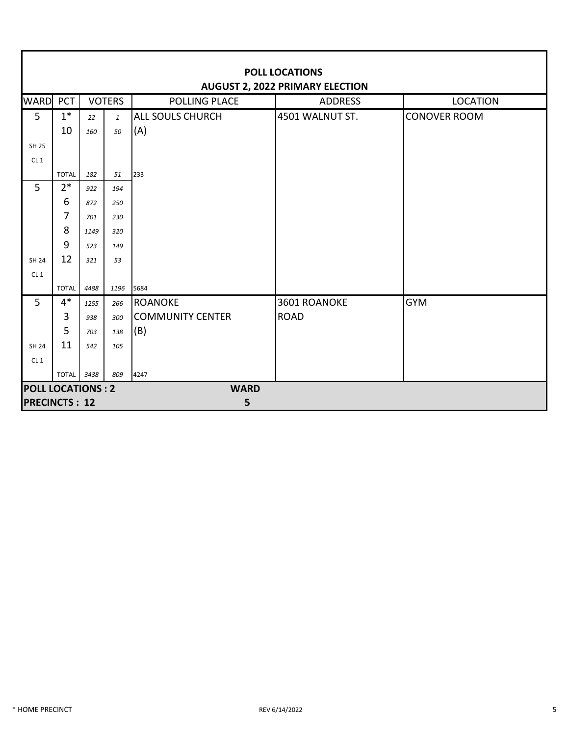**POLL LOCATIONS**
**AUGUST 2, 2022 PRIMARY ELECTION**

| WARD | PCT | VOTERS | | POLLING PLACE | ADDRESS | LOCATION |
|---|---|---|---|---|---|---|
| 5 | 1* | 22 | 1 | ALL SOULS CHURCH | 4501 WALNUT ST. | CONOVER ROOM |
| | 10 | 160 | 50 | (A) | | |
| SH 25 | | | | | | |
| CL 1 | | | | | | |
| | TOTAL | 182 | 51 | 233 | | |
| 5 | 2* | 922 | 194 | | | |
| | 6 | 872 | 250 | | | |
| | 7 | 701 | 230 | | | |
| | 8 | 1149 | 320 | | | |
| | 9 | 523 | 149 | | | |
| SH 24 | 12 | 321 | 53 | | | |
| CL 1 | | | | | | |
| | TOTAL | 4488 | 1196 | 5684 | | |
| 5 | 4* | 1255 | 266 | ROANOKE | 3601 ROANOKE | GYM |
| | 3 | 938 | 300 | COMMUNITY CENTER | ROAD | |
| | 5 | 703 | 138 | (B) | | |
| SH 24 | 11 | 542 | 105 | | | |
| CL 1 | | | | | | |
| | TOTAL | 3438 | 809 | 4247 | | |

**POLL LOCATIONS : 2** **WARD**
**PRECINCTS : 12** **5**

* HOME PRECINCT

REV 6/14/2022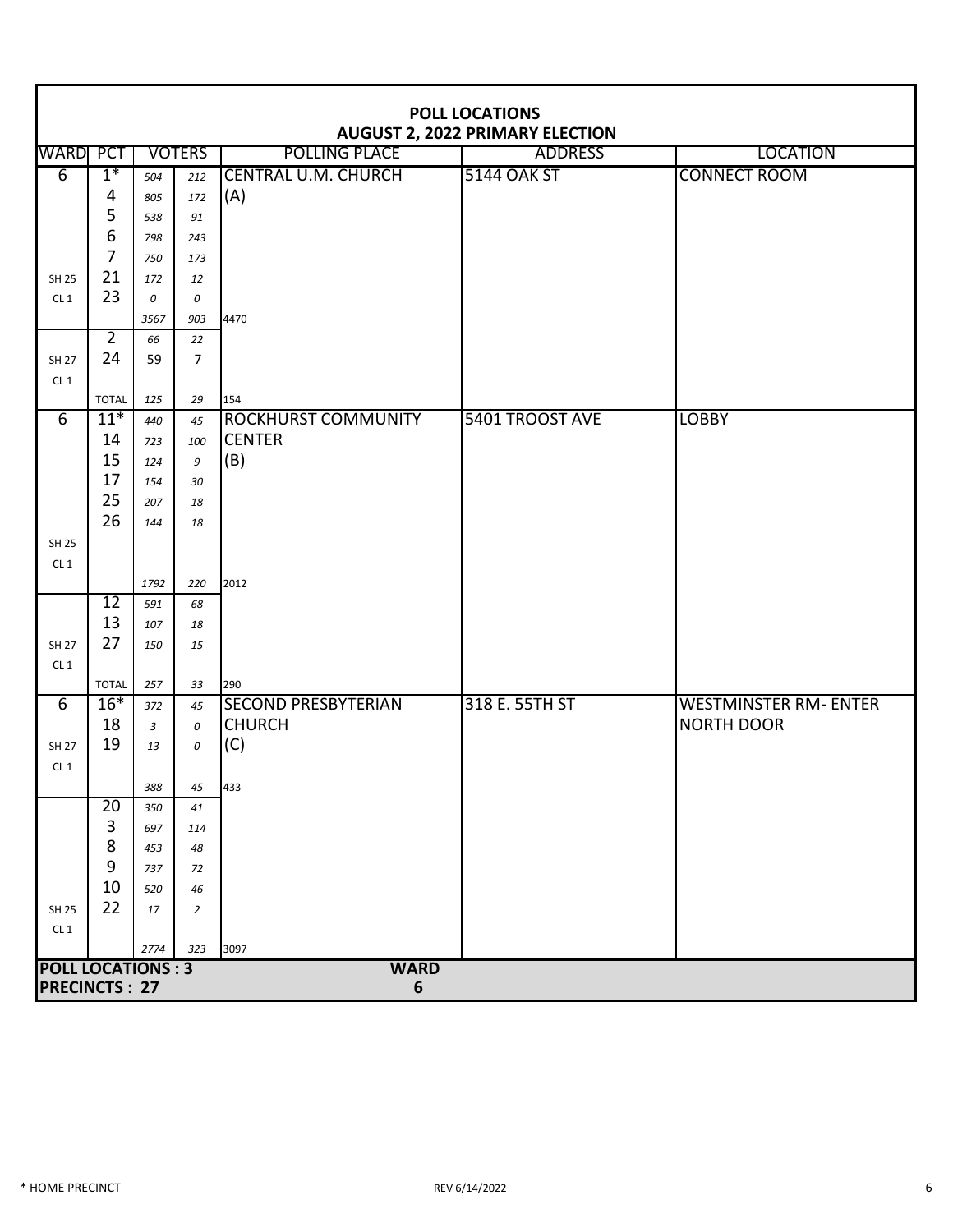# POLL LOCATIONS
## AUGUST 2, 2022 PRIMARY ELECTION

| WARD | PCT | VOTERS | | POLLING PLACE | ADDRESS | LOCATION |
|---|---|---|---|---|---|---|
| 6 | 1* | 504 | 212 | CENTRAL U.M. CHURCH | 5144 OAK ST | CONNECT ROOM |
| | 4 | 805 | 172 | (A) | | |
| | 5 | 538 | 91 | | | |
| | 6 | 798 | 243 | | | |
| | 7 | 750 | 173 | | | |
| SH 25 | 21 | 172 | 12 | | | |
| CL 1 | 23 | 0 | 0 | | | |
| | | 3567 | 903 | 4470 | | |
| | 2 | 66 | 22 | | | |
| SH 27 | 24 | 59 | 7 | | | |
| CL 1 | | | | | | |
| | TOTAL | 125 | 29 | 154 | | |
| 6 | 11* | 440 | 45 | ROCKHURST COMMUNITY | 5401 TROOST AVE | LOBBY |
| | 14 | 723 | 100 | CENTER | | |
| | 15 | 124 | 9 | (B) | | |
| | 17 | 154 | 30 | | | |
| | 25 | 207 | 18 | | | |
| | 26 | 144 | 18 | | | |
| SH 25 | | | | | | |
| CL 1 | | | | | | |
| | | 1792 | 220 | 2012 | | |
| | 12 | 591 | 68 | | | |
| | 13 | 107 | 18 | | | |
| SH 27 | 27 | 150 | 15 | | | |
| CL 1 | | | | | | |
| | TOTAL | 257 | 33 | 290 | | |
| 6 | 16* | 372 | 45 | SECOND PRESBYTERIAN | 318 E. 55TH ST | WESTMINSTER RM- ENTER |
| | 18 | 3 | 0 | CHURCH | | NORTH DOOR |
| SH 27 | 19 | 13 | 0 | (C) | | |
| CL 1 | | | | | | |
| | | 388 | 45 | 433 | | |
| | 20 | 350 | 41 | | | |
| | 3 | 697 | 114 | | | |
| | 8 | 453 | 48 | | | |
| | 9 | 737 | 72 | | | |
| | 10 | 520 | 46 | | | |
| SH 25 | 22 | 17 | 2 | | | |
| CL 1 | | | | | | |
| | | 2774 | 323 | 3097 | | |

**POLL LOCATIONS : 3** **WARD 6**
**PRECINCTS : 27**

\* HOME PRECINCT

REV 6/14/2022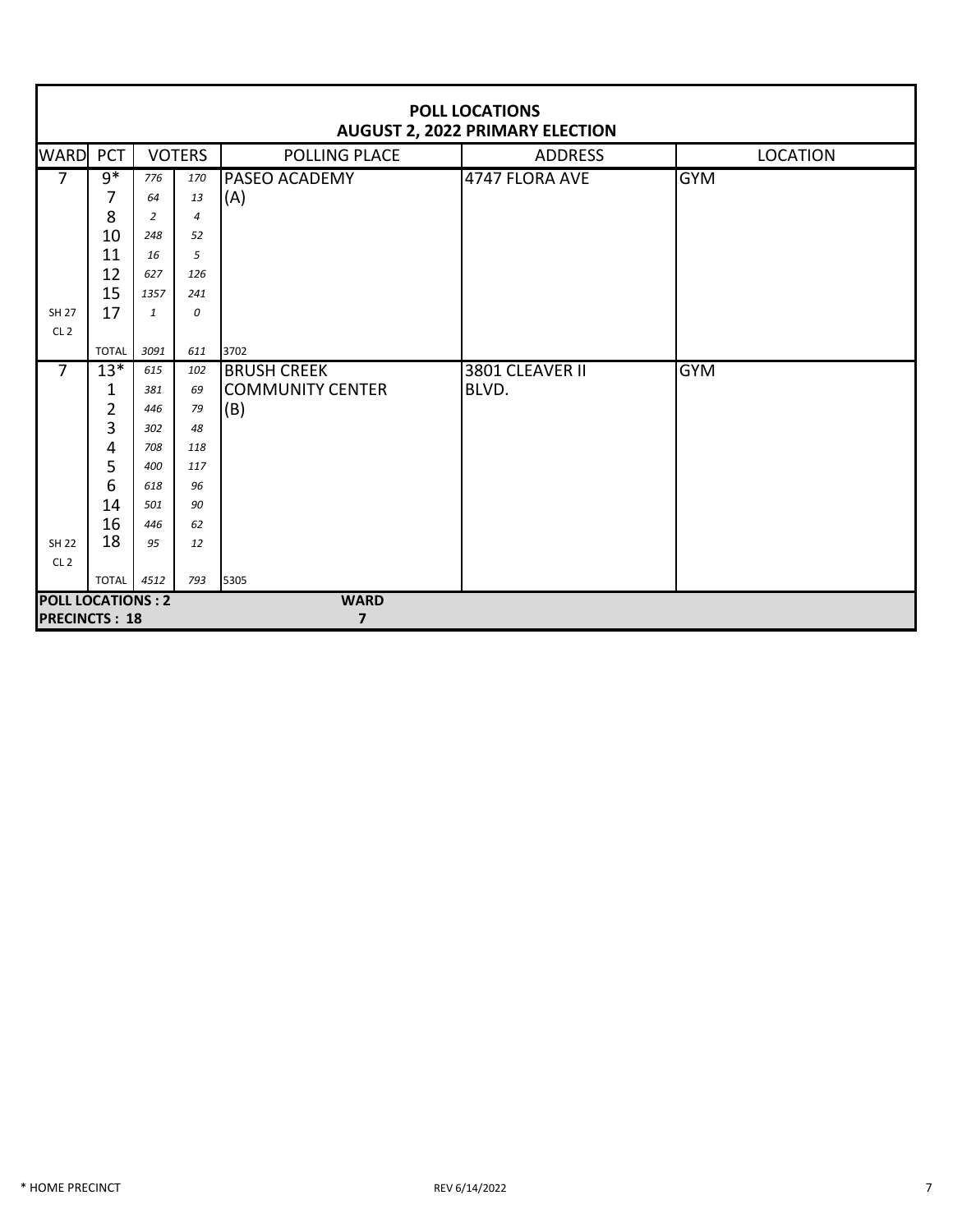# POLL LOCATIONS
## AUGUST 2, 2022 PRIMARY ELECTION

| WARD | PCT | VOTERS | | POLLING PLACE | ADDRESS | LOCATION |
|---|---|---|---|---|---|---|
| 7 | 9* | 776 | 170 | PASEO ACADEMY | 4747 FLORA AVE | GYM |
| | 7 | 64 | 13 | (A) | | |
| | 8 | 2 | 4 | | | |
| | 10 | 248 | 52 | | | |
| | 11 | 16 | 5 | | | |
| | 12 | 627 | 126 | | | |
| | 15 | 1357 | 241 | | | |
| SH 27 | 17 | 1 | 0 | | | |
| CL 2 | | | | | | |
| | TOTAL | 3091 | 611 | 3702 | | |
| 7 | 13* | 615 | 102 | BRUSH CREEK | 3801 CLEAVER II | GYM |
| | 1 | 381 | 69 | COMMUNITY CENTER | BLVD. | |
| | 2 | 446 | 79 | (B) | | |
| | 3 | 302 | 48 | | | |
| | 4 | 708 | 118 | | | |
| | 5 | 400 | 117 | | | |
| | 6 | 618 | 96 | | | |
| | 14 | 501 | 90 | | | |
| | 16 | 446 | 62 | | | |
| SH 22 | 18 | 95 | 12 | | | |
| CL 2 | | | | | | |
| | TOTAL | 4512 | 793 | 5305 | | |

**POLL LOCATIONS : 2**
**PRECINCTS : 18**

**WARD 7**

\* HOME PRECINCT

REV 6/14/2022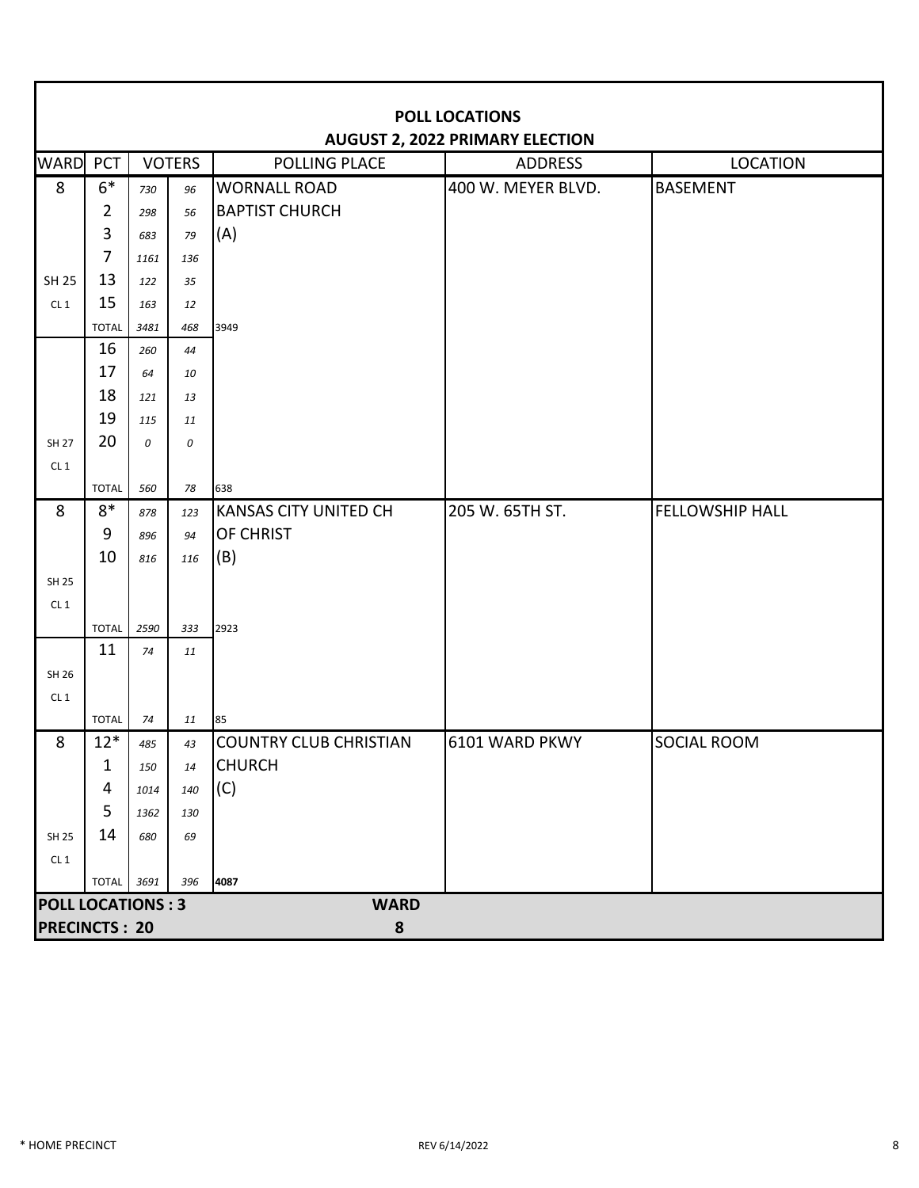# POLL LOCATIONS
## AUGUST 2, 2022 PRIMARY ELECTION

| WARD | PCT | VOTERS | | POLLING PLACE | ADDRESS | LOCATION |
|---|---|---|---|---|---|---|
| 8 | 6* | 730 | 96 | WORNALL ROAD | 400 W. MEYER BLVD. | BASEMENT |
| | 2 | 298 | 56 | BAPTIST CHURCH | | |
| | 3 | 683 | 79 | (A) | | |
| | 7 | 1161 | 136 | | | |
| SH 25 | 13 | 122 | 35 | | | |
| CL 1 | 15 | 163 | 12 | | | |
| | TOTAL | 3481 | 468 | 3949 | | |
| | 16 | 260 | 44 | | | |
| | 17 | 64 | 10 | | | |
| | 18 | 121 | 13 | | | |
| | 19 | 115 | 11 | | | |
| SH 27 | 20 | 0 | 0 | | | |
| CL 1 | | | | | | |
| | TOTAL | 560 | 78 | 638 | | |
| 8 | 8* | 878 | 123 | KANSAS CITY UNITED CH | 205 W. 65TH ST. | FELLOWSHIP HALL |
| | 9 | 896 | 94 | OF CHRIST | | |
| | 10 | 816 | 116 | (B) | | |
| SH 25 | | | | | | |
| CL 1 | | | | | | |
| | TOTAL | 2590 | 333 | 2923 | | |
| | 11 | 74 | 11 | | | |
| SH 26 | | | | | | |
| CL 1 | | | | | | |
| | TOTAL | 74 | 11 | 85 | | |
| 8 | 12* | 485 | 43 | COUNTRY CLUB CHRISTIAN | 6101 WARD PKWY | SOCIAL ROOM |
| | 1 | 150 | 14 | CHURCH | | |
| | 4 | 1014 | 140 | (C) | | |
| | 5 | 1362 | 130 | | | |
| SH 25 | 14 | 680 | 69 | | | |
| CL 1 | | | | | | |
| | TOTAL | 3691 | 396 | **4087** | | |

**POLL LOCATIONS : 3** **WARD 8**

**PRECINCTS : 20**

\* HOME PRECINCT

REV 6/14/2022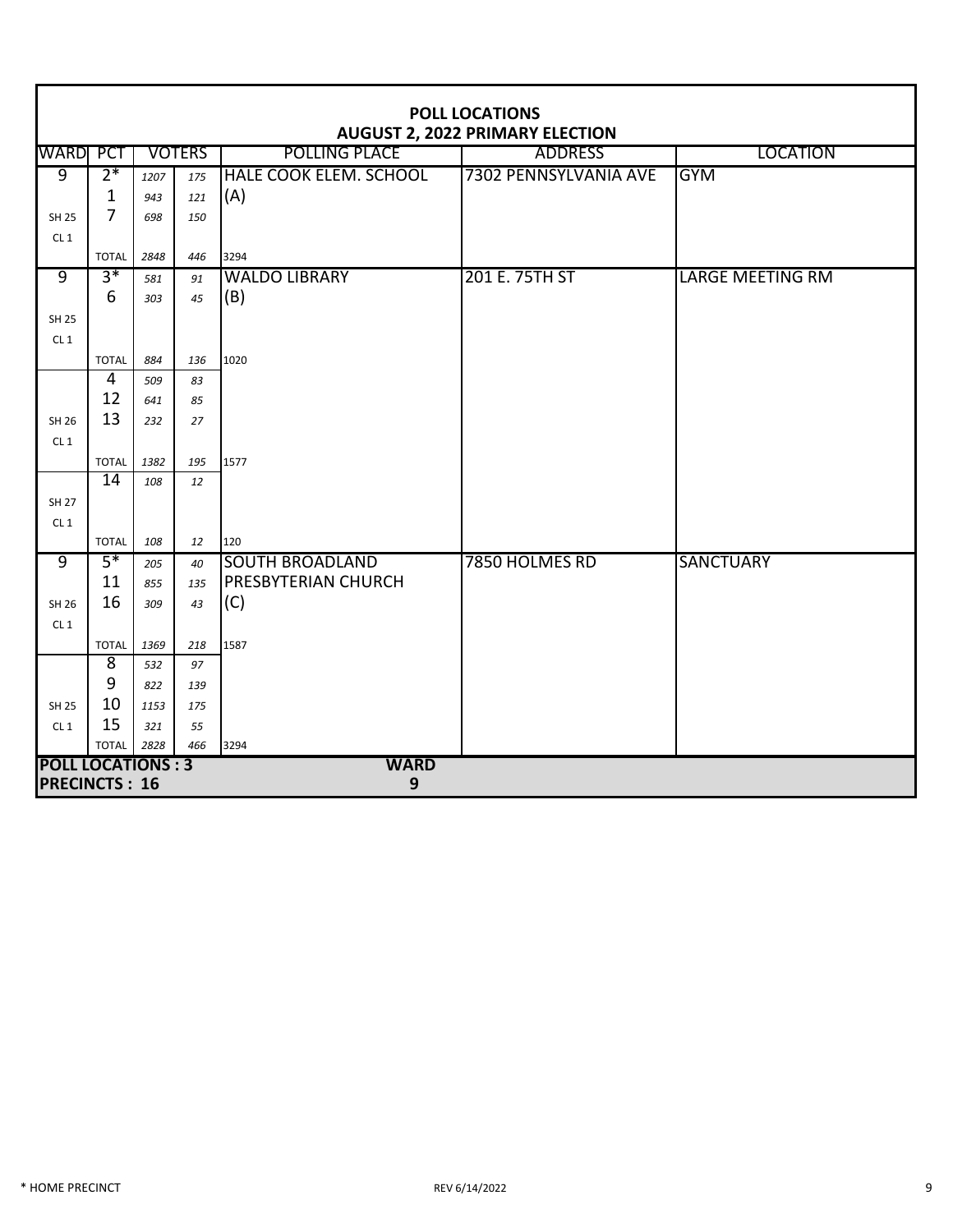# POLL LOCATIONS

## AUGUST 2, 2022 PRIMARY ELECTION

| WARD | PCT | VOTERS | | POLLING PLACE | ADDRESS | LOCATION |
|---|---|---|---|---|---|---|
| 9 | 2* | 1207 | 175 | HALE COOK ELEM. SCHOOL | 7302 PENNSYLVANIA AVE | GYM |
| | 1 | 943 | 121 | (A) | | |
| SH 25 | 7 | 698 | 150 | | | |
| CL 1 | | | | | | |
| | TOTAL | 2848 | 446 | 3294 | | |
| 9 | 3* | 581 | 91 | WALDO LIBRARY | 201 E. 75TH ST | LARGE MEETING RM |
| | 6 | 303 | 45 | (B) | | |
| SH 25 | | | | | | |
| CL 1 | | | | | | |
| | TOTAL | 884 | 136 | 1020 | | |
| | 4 | 509 | 83 | | | |
| | 12 | 641 | 85 | | | |
| SH 26 | 13 | 232 | 27 | | | |
| CL 1 | | | | | | |
| | TOTAL | 1382 | 195 | 1577 | | |
| | 14 | 108 | 12 | | | |
| SH 27 | | | | | | |
| CL 1 | | | | | | |
| | TOTAL | 108 | 12 | 120 | | |
| 9 | 5* | 205 | 40 | SOUTH BROADLAND | 7850 HOLMES RD | SANCTUARY |
| | 11 | 855 | 135 | PRESBYTERIAN CHURCH | | |
| SH 26 | 16 | 309 | 43 | (C) | | |
| CL 1 | | | | | | |
| | TOTAL | 1369 | 218 | 1587 | | |
| | 8 | 532 | 97 | | | |
| | 9 | 822 | 139 | | | |
| SH 25 | 10 | 1153 | 175 | | | |
| CL 1 | 15 | 321 | 55 | | | |
| | TOTAL | 2828 | 466 | 3294 | | |

**POLL LOCATIONS : 3**

**PRECINCTS : 16**

**WARD 9**

\* HOME PRECINCT

REV 6/14/2022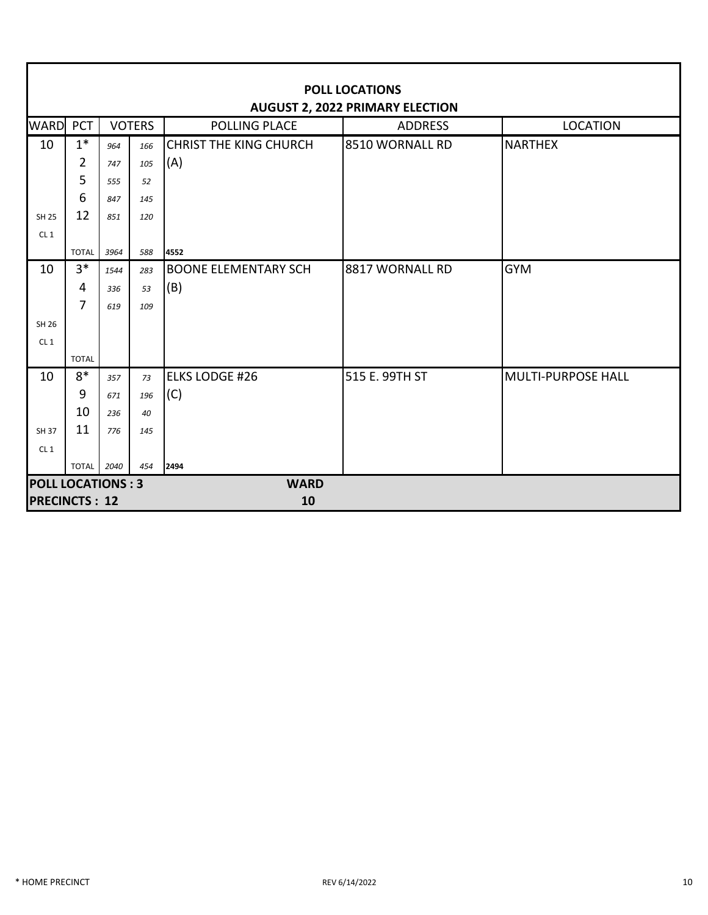## POLL LOCATIONS
## AUGUST 2, 2022 PRIMARY ELECTION

| WARD | PCT | VOTERS | | POLLING PLACE | ADDRESS | LOCATION |
|---|---|---|---|---|---|---|
| 10 | 1* | 964 | 166 | CHRIST THE KING CHURCH | 8510 WORNALL RD | NARTHEX |
| | 2 | 747 | 105 | (A) | | |
| | 5 | 555 | 52 | | | |
| | 6 | 847 | 145 | | | |
| SH 25 | 12 | 851 | 120 | | | |
| CL 1 | | | | | | |
| | TOTAL | 3964 | 588 | 4552 | | |
| 10 | 3* | 1544 | 283 | BOONE ELEMENTARY SCH | 8817 WORNALL RD | GYM |
| | 4 | 336 | 53 | (B) | | |
| | 7 | 619 | 109 | | | |
| SH 26 | | | | | | |
| CL 1 | | | | | | |
| | TOTAL | | | | | |
| 10 | 8* | 357 | 73 | ELKS LODGE #26 | 515 E. 99TH ST | MULTI-PURPOSE HALL |
| | 9 | 671 | 196 | (C) | | |
| | 10 | 236 | 40 | | | |
| SH 37 | 11 | 776 | 145 | | | |
| CL 1 | | | | | | |
| | TOTAL | 2040 | 454 | 2494 | | |
| POLL LOCATIONS : 3 | | | | WARD | | |
| PRECINCTS : 12 | | | | 10 | | |

\* HOME PRECINCT

REV 6/14/2022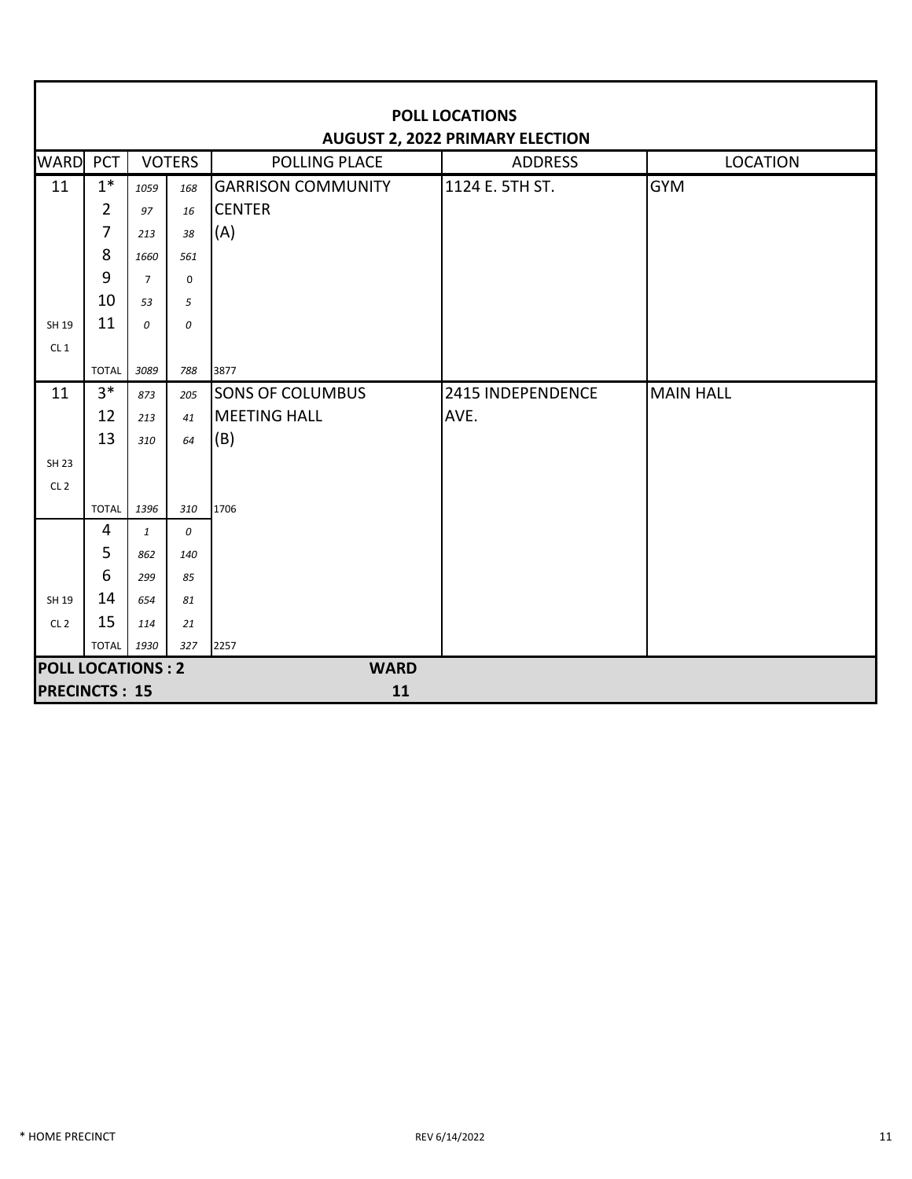## POLL LOCATIONS
## AUGUST 2, 2022 PRIMARY ELECTION

| WARD | PCT | VOTERS | | POLLING PLACE | ADDRESS | LOCATION |
|---|---|---|---|---|---|---|
| 11 | 1* | 1059 | 168 | GARRISON COMMUNITY | 1124 E. 5TH ST. | GYM |
| | 2 | 97 | 16 | CENTER | | |
| | 7 | 213 | 38 | (A) | | |
| | 8 | 1660 | 561 | | | |
| | 9 | 7 | 0 | | | |
| | 10 | 53 | 5 | | | |
| SH 19 | 11 | 0 | 0 | | | |
| CL 1 | | | | | | |
| | TOTAL | 3089 | 788 | 3877 | | |
| 11 | 3* | 873 | 205 | SONS OF COLUMBUS | 2415 INDEPENDENCE | MAIN HALL |
| | 12 | 213 | 41 | MEETING HALL | AVE. | |
| | 13 | 310 | 64 | (B) | | |
| SH 23 | | | | | | |
| CL 2 | | | | | | |
| | TOTAL | 1396 | 310 | 1706 | | |
| | 4 | 1 | 0 | | | |
| | 5 | 862 | 140 | | | |
| | 6 | 299 | 85 | | | |
| SH 19 | 14 | 654 | 81 | | | |
| CL 2 | 15 | 114 | 21 | | | |
| | TOTAL | 1930 | 327 | 2257 | | |
| **POLL LOCATIONS : 2** | | | | **WARD** | | |
| **PRECINCTS : 15** | | | | **11** | | |

\* HOME PRECINCT

REV 6/14/2022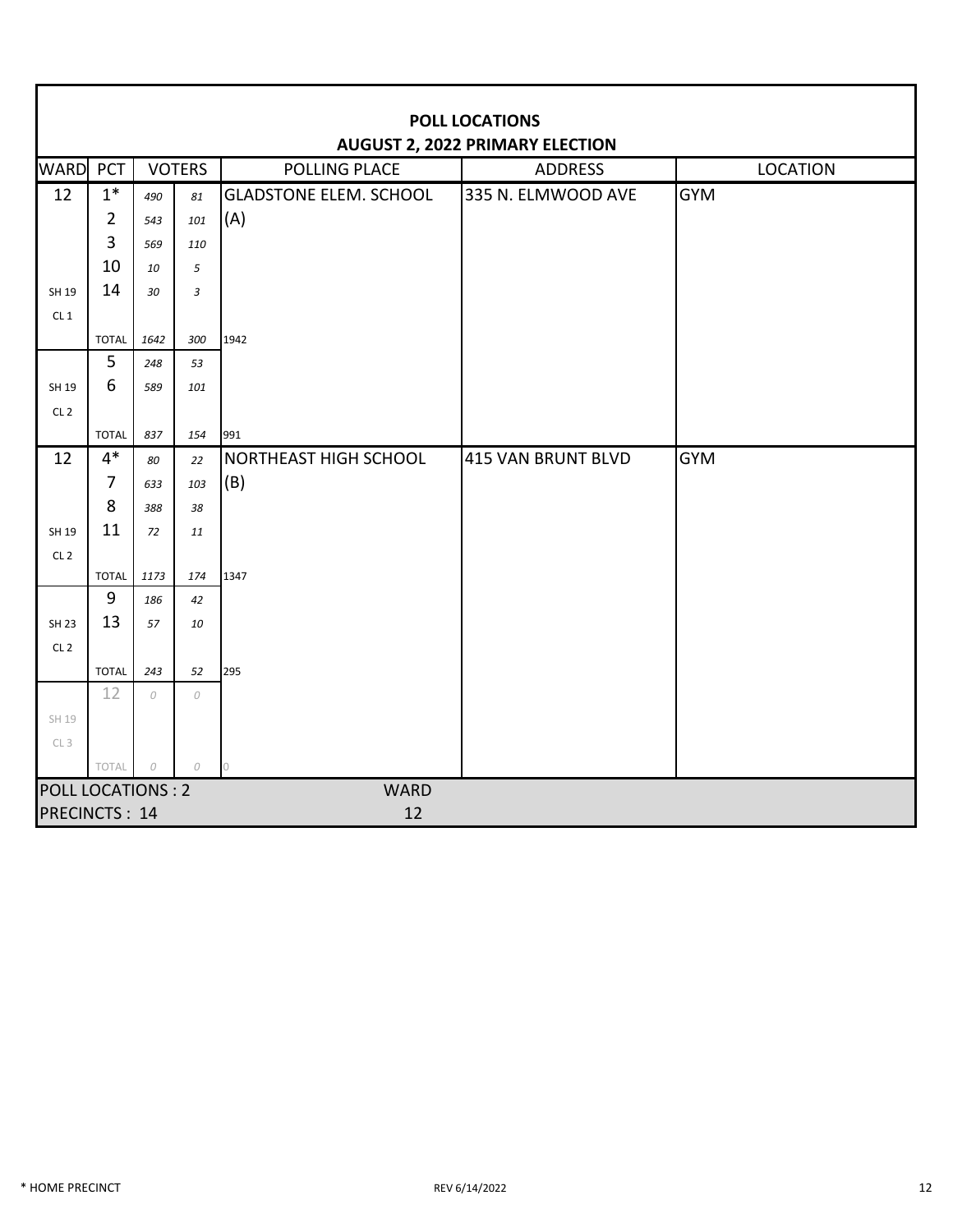## POLL LOCATIONS
## AUGUST 2, 2022 PRIMARY ELECTION

| WARD | PCT | VOTERS | | POLLING PLACE | ADDRESS | LOCATION |
|---|---|---|---|---|---|---|
| 12 | 1* | 490 | 81 | GLADSTONE ELEM. SCHOOL | 335 N. ELMWOOD AVE | GYM |
| | 2 | 543 | 101 | (A) | | |
| | 3 | 569 | 110 | | | |
| | 10 | 10 | 5 | | | |
| SH 19 | 14 | 30 | 3 | | | |
| CL 1 | | | | | | |
| | TOTAL | 1642 | 300 | 1942 | | |
| | 5 | 248 | 53 | | | |
| SH 19 | 6 | 589 | 101 | | | |
| CL 2 | | | | | | |
| | TOTAL | 837 | 154 | 991 | | |
| 12 | 4* | 80 | 22 | NORTHEAST HIGH SCHOOL | 415 VAN BRUNT BLVD | GYM |
| | 7 | 633 | 103 | (B) | | |
| | 8 | 388 | 38 | | | |
| SH 19 | 11 | 72 | 11 | | | |
| CL 2 | | | | | | |
| | TOTAL | 1173 | 174 | 1347 | | |
| | 9 | 186 | 42 | | | |
| SH 23 | 13 | 57 | 10 | | | |
| CL 2 | | | | | | |
| | TOTAL | 243 | 52 | 295 | | |
| | 12 | 0 | 0 | | | |
| SH 19 | | | | | | |
| CL 3 | | | | | | |
| | TOTAL | 0 | 0 | 0 | | |
| POLL LOCATIONS : 2 | | | | WARD | | |
| PRECINCTS : 14 | | | | 12 | | |

\* HOME PRECINCT

REV 6/14/2022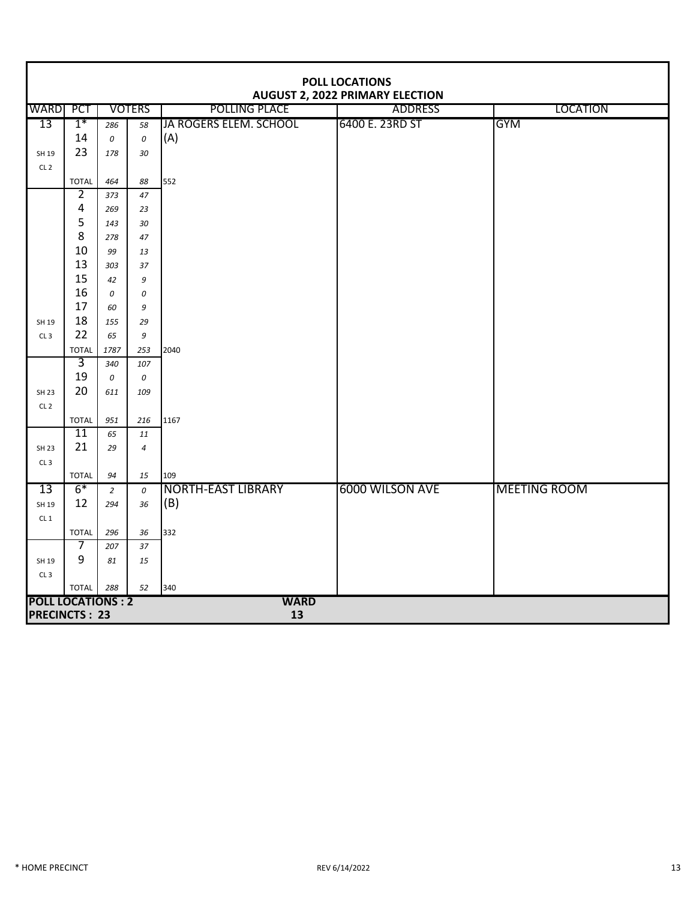**POLL LOCATIONS**
**AUGUST 2, 2022 PRIMARY ELECTION**

| WARD | PCT | VOTERS | | POLLING PLACE | ADDRESS | LOCATION |
|---|---|---|---|---|---|---|
| 13 | 1* | 286 | 58 | JA ROGERS ELEM. SCHOOL | 6400 E. 23RD ST | GYM |
| | 14 | 0 | 0 | (A) | | |
| SH 19 | 23 | 178 | 30 | | | |
| CL 2 | | | | | | |
| | TOTAL | 464 | 88 | 552 | | |
| | 2 | 373 | 47 | | | |
| | 4 | 269 | 23 | | | |
| | 5 | 143 | 30 | | | |
| | 8 | 278 | 47 | | | |
| | 10 | 99 | 13 | | | |
| | 13 | 303 | 37 | | | |
| | 15 | 42 | 9 | | | |
| | 16 | 0 | 0 | | | |
| | 17 | 60 | 9 | | | |
| SH 19 | 18 | 155 | 29 | | | |
| CL 3 | 22 | 65 | 9 | | | |
| | TOTAL | 1787 | 253 | 2040 | | |
| | 3 | 340 | 107 | | | |
| | 19 | 0 | 0 | | | |
| SH 23 | 20 | 611 | 109 | | | |
| CL 2 | | | | | | |
| | TOTAL | 951 | 216 | 1167 | | |
| | 11 | 65 | 11 | | | |
| SH 23 | 21 | 29 | 4 | | | |
| CL 3 | | | | | | |
| | TOTAL | 94 | 15 | 109 | | |
| 13 | 6* | 2 | 0 | NORTH-EAST LIBRARY | 6000 WILSON AVE | MEETING ROOM |
| SH 19 | 12 | 294 | 36 | (B) | | |
| CL 1 | | | | | | |
| | TOTAL | 296 | 36 | 332 | | |
| | 7 | 207 | 37 | | | |
| SH 19 | 9 | 81 | 15 | | | |
| CL 3 | | | | | | |
| | TOTAL | 288 | 52 | 340 | | |
| **POLL LOCATIONS : 2** | | | | **WARD** | | |
| **PRECINCTS : 23** | | | | **13** | | |

\* HOME PRECINCT

REV 6/14/2022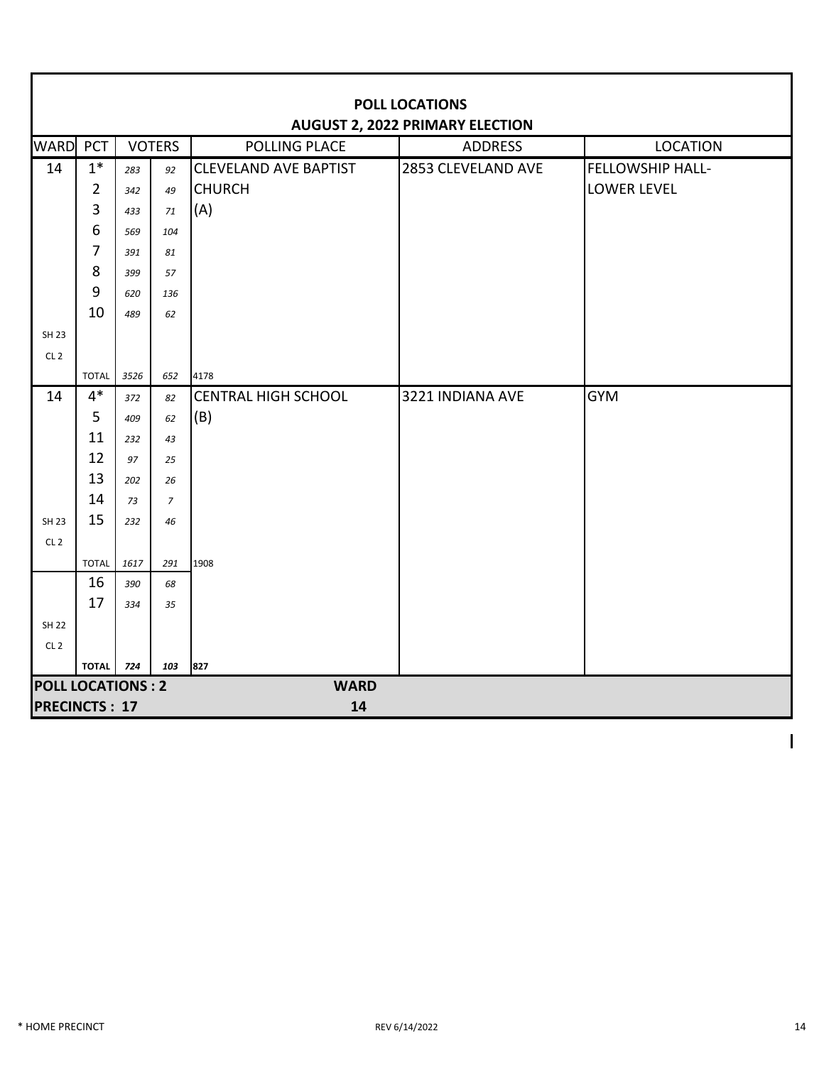## POLL LOCATIONS
## AUGUST 2, 2022 PRIMARY ELECTION

| WARD | PCT | VOTERS | | POLLING PLACE | ADDRESS | LOCATION |
|---|---|---|---|---|---|---|
| 14 | 1* | 283 | 92 | CLEVELAND AVE BAPTIST | 2853 CLEVELAND AVE | FELLOWSHIP HALL- |
| | 2 | 342 | 49 | CHURCH | | LOWER LEVEL |
| | 3 | 433 | 71 | (A) | | |
| | 6 | 569 | 104 | | | |
| | 7 | 391 | 81 | | | |
| | 8 | 399 | 57 | | | |
| | 9 | 620 | 136 | | | |
| | 10 | 489 | 62 | | | |
| SH 23 | | | | | | |
| CL 2 | | | | | | |
| | TOTAL | 3526 | 652 | 4178 | | |
| 14 | 4* | 372 | 82 | CENTRAL HIGH SCHOOL | 3221 INDIANA AVE | GYM |
| | 5 | 409 | 62 | (B) | | |
| | 11 | 232 | 43 | | | |
| | 12 | 97 | 25 | | | |
| | 13 | 202 | 26 | | | |
| | 14 | 73 | 7 | | | |
| SH 23 | 15 | 232 | 46 | | | |
| CL 2 | | | | | | |
| | TOTAL | 1617 | 291 | 1908 | | |
| | 16 | 390 | 68 | | | |
| | 17 | 334 | 35 | | | |
| SH 22 | | | | | | |
| CL 2 | | | | | | |
| | **TOTAL** | **724** | **103** | **827** | | |
| **POLL LOCATIONS : 2** | | | | **WARD** | | |
| **PRECINCTS : 17** | | | | **14** | | |

\* HOME PRECINCT

REV 6/14/2022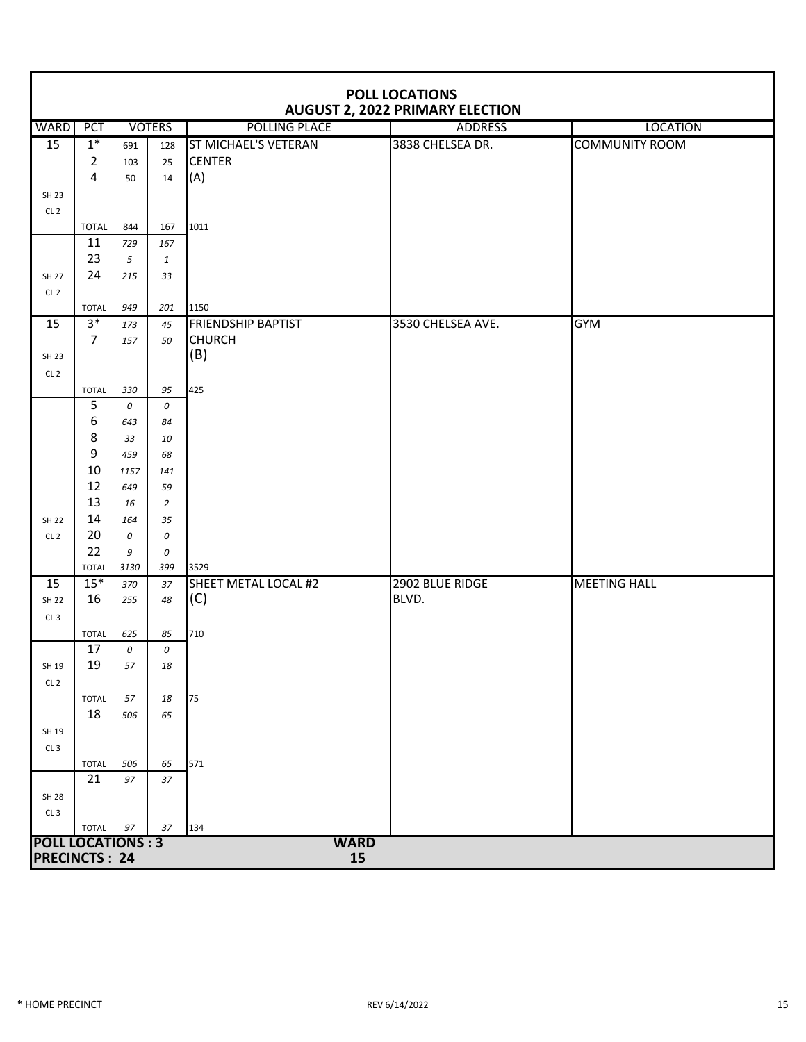# POLL LOCATIONS
## AUGUST 2, 2022 PRIMARY ELECTION

| WARD | PCT | VOTERS | | POLLING PLACE | ADDRESS | LOCATION |
|---|---|---|---|---|---|---|
| 15 | 1* | 691 | 128 | ST MICHAEL'S VETERAN | 3838 CHELSEA DR. | COMMUNITY ROOM |
| | 2 | 103 | 25 | CENTER | | |
| | 4 | 50 | 14 | (A) | | |
| SH 23 | | | | | | |
| CL 2 | | | | | | |
| | TOTAL | 844 | 167 | 1011 | | |
| | 11 | 729 | 167 | | | |
| | 23 | 5 | 1 | | | |
| SH 27 | 24 | 215 | 33 | | | |
| CL 2 | | | | | | |
| | TOTAL | 949 | 201 | 1150 | | |
| 15 | 3* | 173 | 45 | FRIENDSHIP BAPTIST | 3530 CHELSEA AVE. | GYM |
| | 7 | 157 | 50 | CHURCH | | |
| SH 23 | | | | (B) | | |
| CL 2 | | | | | | |
| | TOTAL | 330 | 95 | 425 | | |
| | 5 | 0 | 0 | | | |
| | 6 | 643 | 84 | | | |
| | 8 | 33 | 10 | | | |
| | 9 | 459 | 68 | | | |
| | 10 | 1157 | 141 | | | |
| | 12 | 649 | 59 | | | |
| | 13 | 16 | 2 | | | |
| SH 22 | 14 | 164 | 35 | | | |
| CL 2 | 20 | 0 | 0 | | | |
| | 22 | 9 | 0 | | | |
| | TOTAL | 3130 | 399 | 3529 | | |
| 15 | 15* | 370 | 37 | SHEET METAL LOCAL #2 | 2902 BLUE RIDGE | MEETING HALL |
| SH 22 | 16 | 255 | 48 | (C) | BLVD. | |
| CL 3 | | | | | | |
| | TOTAL | 625 | 85 | 710 | | |
| | 17 | 0 | 0 | | | |
| SH 19 | 19 | 57 | 18 | | | |
| CL 2 | | | | | | |
| | TOTAL | 57 | 18 | 75 | | |
| | 18 | 506 | 65 | | | |
| SH 19 | | | | | | |
| CL 3 | | | | | | |
| | TOTAL | 506 | 65 | 571 | | |
| | 21 | 97 | 37 | | | |
| SH 28 | | | | | | |
| CL 3 | | | | | | |
| | TOTAL | 97 | 37 | 134 | | |

**POLL LOCATIONS : 3**
**PRECINCTS : 24**

**WARD 15**

\* HOME PRECINCT

REV 6/14/2022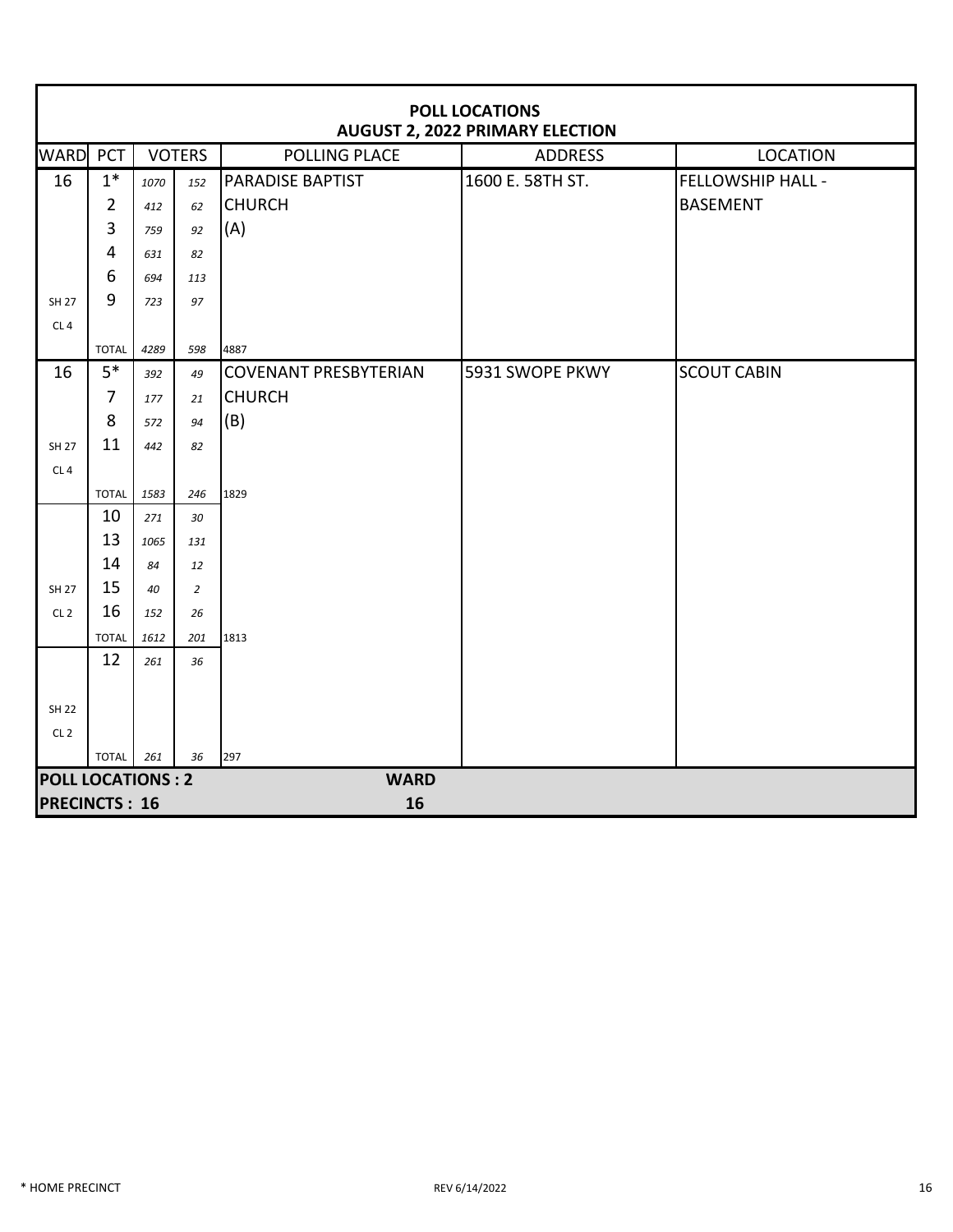## POLL LOCATIONS
## AUGUST 2, 2022 PRIMARY ELECTION

| WARD | PCT | VOTERS | | POLLING PLACE | ADDRESS | LOCATION |
|---|---|---|---|---|---|---|
| 16 | 1* | 1070 | 152 | PARADISE BAPTIST | 1600 E. 58TH ST. | FELLOWSHIP HALL - |
| | 2 | 412 | 62 | CHURCH | | BASEMENT |
| | 3 | 759 | 92 | (A) | | |
| | 4 | 631 | 82 | | | |
| | 6 | 694 | 113 | | | |
| SH 27 | 9 | 723 | 97 | | | |
| CL 4 | | | | | | |
| | TOTAL | 4289 | 598 | 4887 | | |
| 16 | 5* | 392 | 49 | COVENANT PRESBYTERIAN | 5931 SWOPE PKWY | SCOUT CABIN |
| | 7 | 177 | 21 | CHURCH | | |
| | 8 | 572 | 94 | (B) | | |
| SH 27 | 11 | 442 | 82 | | | |
| CL 4 | | | | | | |
| | TOTAL | 1583 | 246 | 1829 | | |
| | 10 | 271 | 30 | | | |
| | 13 | 1065 | 131 | | | |
| | 14 | 84 | 12 | | | |
| SH 27 | 15 | 40 | 2 | | | |
| CL 2 | 16 | 152 | 26 | | | |
| | TOTAL | 1612 | 201 | 1813 | | |
| | 12 | 261 | 36 | | | |
| SH 22 | | | | | | |
| CL 2 | | | | | | |
| | TOTAL | 261 | 36 | 297 | | |

**POLL LOCATIONS : 2** **WARD**
**PRECINCTS : 16** **16**

* HOME PRECINCT

REV 6/14/2022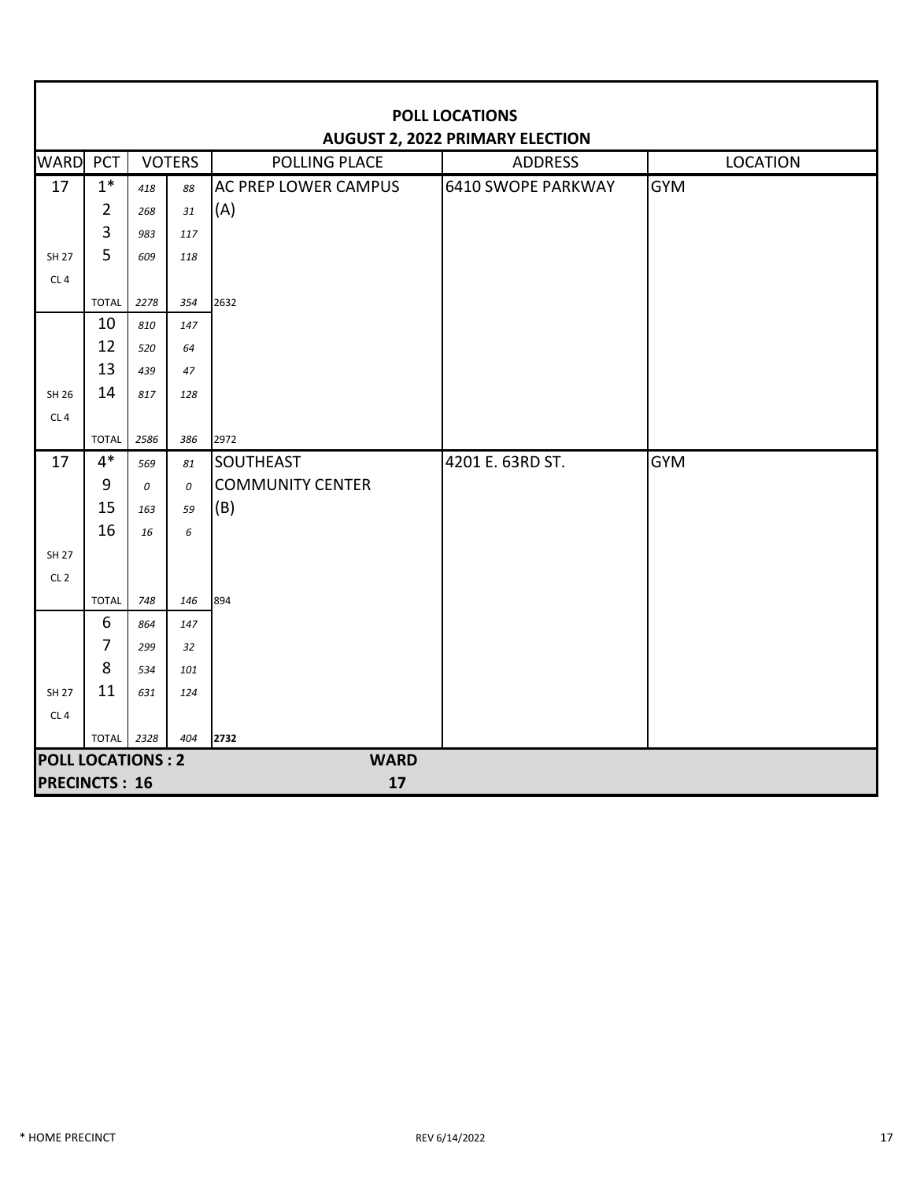## POLL LOCATIONS
## AUGUST 2, 2022 PRIMARY ELECTION

| WARD | PCT | VOTERS | | POLLING PLACE | ADDRESS | LOCATION |
|---|---|---|---|---|---|---|
| 17 | 1* | 418 | 88 | AC PREP LOWER CAMPUS | 6410 SWOPE PARKWAY | GYM |
| | 2 | 268 | 31 | (A) | | |
| | 3 | 983 | 117 | | | |
| SH 27 | 5 | 609 | 118 | | | |
| CL 4 | | | | | | |
| | TOTAL | 2278 | 354 | 2632 | | |
| | 10 | 810 | 147 | | | |
| | 12 | 520 | 64 | | | |
| | 13 | 439 | 47 | | | |
| SH 26 | 14 | 817 | 128 | | | |
| CL 4 | | | | | | |
| | TOTAL | 2586 | 386 | 2972 | | |
| 17 | 4* | 569 | 81 | SOUTHEAST | 4201 E. 63RD ST. | GYM |
| | 9 | 0 | 0 | COMMUNITY CENTER | | |
| | 15 | 163 | 59 | (B) | | |
| | 16 | 16 | 6 | | | |
| SH 27 | | | | | | |
| CL 2 | | | | | | |
| | TOTAL | 748 | 146 | 894 | | |
| | 6 | 864 | 147 | | | |
| | 7 | 299 | 32 | | | |
| | 8 | 534 | 101 | | | |
| SH 27 | 11 | 631 | 124 | | | |
| CL 4 | | | | | | |
| | TOTAL | 2328 | 404 | **2732** | | |

**POLL LOCATIONS : 2** **WARD 17**
**PRECINCTS : 16**

\* HOME PRECINCT

REV 6/14/2022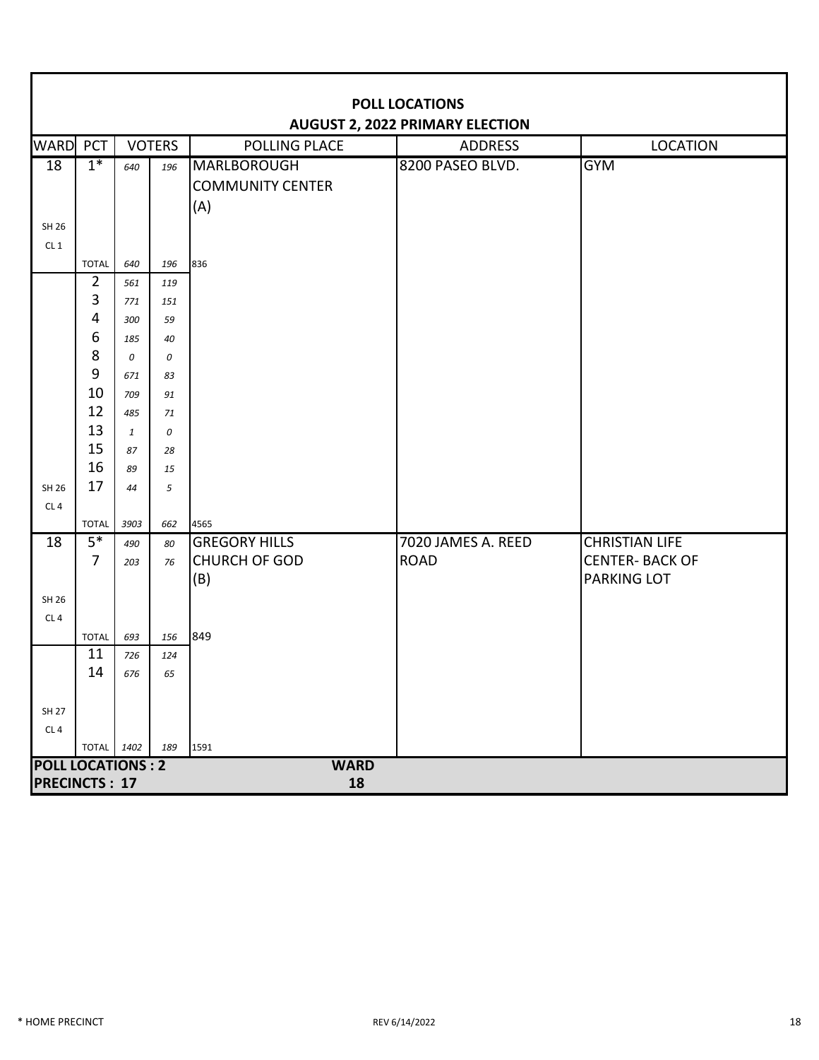# POLL LOCATIONS
## AUGUST 2, 2022 PRIMARY ELECTION

| WARD | PCT | VOTERS | | POLLING PLACE | ADDRESS | LOCATION |
|---|---|---|---|---|---|---|
| 18 | 1* | 640 | 196 | MARLBOROUGH COMMUNITY CENTER (A) | 8200 PASEO BLVD. | GYM |
| SH 26 | | | | | | |
| CL 1 | | | | | | |
| | TOTAL | 640 | 196 | 836 | | |
| | 2 | 561 | 119 | | | |
| | 3 | 771 | 151 | | | |
| | 4 | 300 | 59 | | | |
| | 6 | 185 | 40 | | | |
| | 8 | 0 | 0 | | | |
| | 9 | 671 | 83 | | | |
| | 10 | 709 | 91 | | | |
| | 12 | 485 | 71 | | | |
| | 13 | 1 | 0 | | | |
| | 15 | 87 | 28 | | | |
| | 16 | 89 | 15 | | | |
| SH 26 | 17 | 44 | 5 | | | |
| CL 4 | | | | | | |
| | TOTAL | 3903 | 662 | 4565 | | |
| 18 | 5* | 490 | 80 | GREGORY HILLS CHURCH OF GOD (B) | 7020 JAMES A. REED ROAD | CHRISTIAN LIFE CENTER- BACK OF PARKING LOT |
| | 7 | 203 | 76 | | | |
| SH 26 | | | | | | |
| CL 4 | | | | | | |
| | TOTAL | 693 | 156 | 849 | | |
| | 11 | 726 | 124 | | | |
| | 14 | 676 | 65 | | | |
| SH 27 | | | | | | |
| CL 4 | | | | | | |
| | TOTAL | 1402 | 189 | 1591 | | |

**POLL LOCATIONS : 2** **WARD 18**

**PRECINCTS : 17**

* HOME PRECINCT

REV 6/14/2022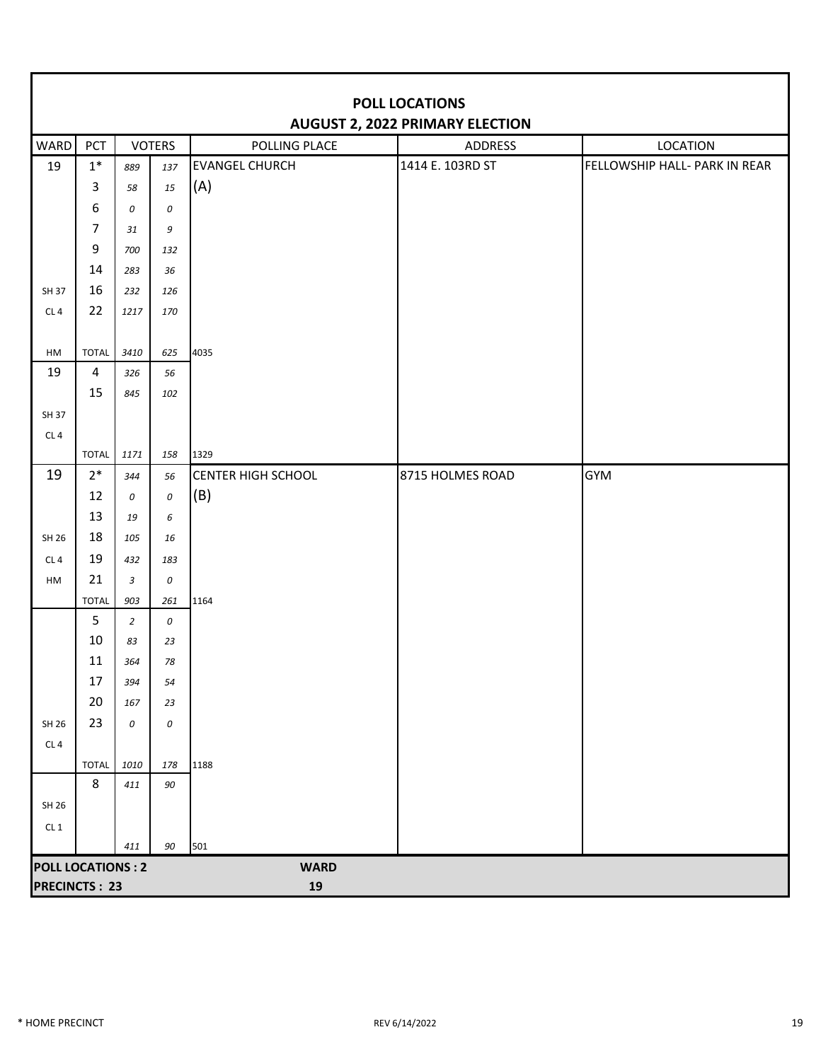## POLL LOCATIONS
## AUGUST 2, 2022 PRIMARY ELECTION

| WARD | PCT | VOTERS | | POLLING PLACE | ADDRESS | LOCATION |
|---|---|---|---|---|---|---|
| 19 | 1* | 889 | 137 | EVANGEL CHURCH | 1414 E. 103RD ST | FELLOWSHIP HALL- PARK IN REAR |
| | 3 | 58 | 15 | (A) | | |
| | 6 | 0 | 0 | | | |
| | 7 | 31 | 9 | | | |
| | 9 | 700 | 132 | | | |
| | 14 | 283 | 36 | | | |
| SH 37 | 16 | 232 | 126 | | | |
| CL 4 | 22 | 1217 | 170 | | | |
| HM | TOTAL | 3410 | 625 | 4035 | | |
| 19 | 4 | 326 | 56 | | | |
| | 15 | 845 | 102 | | | |
| SH 37 | | | | | | |
| CL 4 | | | | | | |
| | TOTAL | 1171 | 158 | 1329 | | |
| 19 | 2* | 344 | 56 | CENTER HIGH SCHOOL | 8715 HOLMES ROAD | GYM |
| | 12 | 0 | 0 | (B) | | |
| | 13 | 19 | 6 | | | |
| SH 26 | 18 | 105 | 16 | | | |
| CL 4 | 19 | 432 | 183 | | | |
| HM | 21 | 3 | 0 | | | |
| | TOTAL | 903 | 261 | 1164 | | |
| | 5 | 2 | 0 | | | |
| | 10 | 83 | 23 | | | |
| | 11 | 364 | 78 | | | |
| | 17 | 394 | 54 | | | |
| | 20 | 167 | 23 | | | |
| SH 26 | 23 | 0 | 0 | | | |
| CL 4 | | | | | | |
| | TOTAL | 1010 | 178 | 1188 | | |
| | 8 | 411 | 90 | | | |
| SH 26 | | | | | | |
| CL 1 | | | | | | |
| | | 411 | 90 | 501 | | |

**POLL LOCATIONS : 2** | **WARD 19**

**PRECINCTS : 23**

* HOME PRECINCT

REV 6/14/2022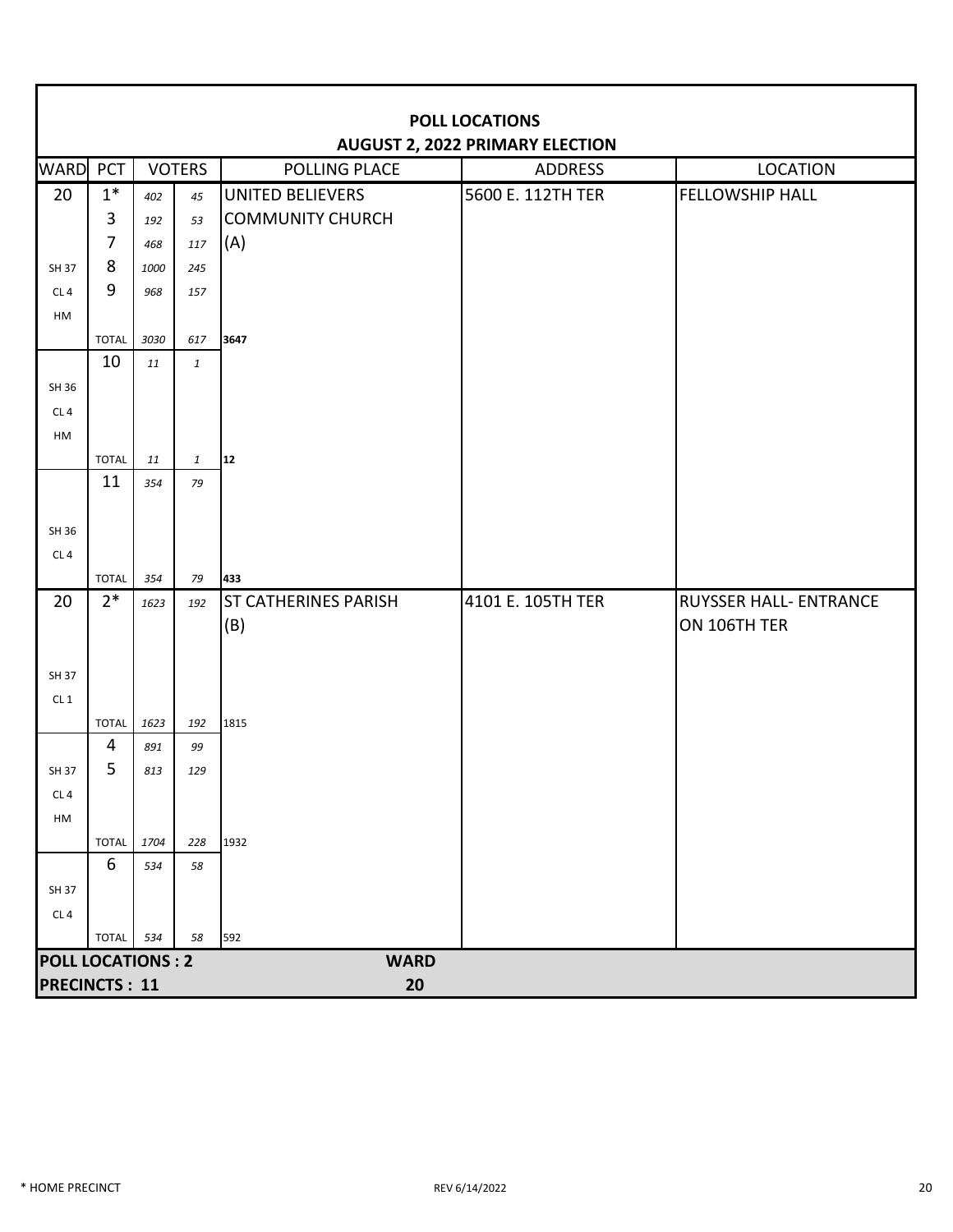# POLL LOCATIONS
## AUGUST 2, 2022 PRIMARY ELECTION

| WARD | PCT | VOTERS | | POLLING PLACE | ADDRESS | LOCATION |
|---|---|---|---|---|---|---|
| 20 | 1* | 402 | 45 | UNITED BELIEVERS | 5600 E. 112TH TER | FELLOWSHIP HALL |
| | 3 | 192 | 53 | COMMUNITY CHURCH | | |
| | 7 | 468 | 117 | (A) | | |
| SH 37 | 8 | 1000 | 245 | | | |
| CL 4 | 9 | 968 | 157 | | | |
| HM | | | | | | |
| | TOTAL | 3030 | 617 | **3647** | | |
| | 10 | 11 | 1 | | | |
| SH 36 | | | | | | |
| CL 4 | | | | | | |
| HM | | | | | | |
| | TOTAL | 11 | 1 | **12** | | |
| | 11 | 354 | 79 | | | |
| SH 36 | | | | | | |
| CL 4 | | | | | | |
| | TOTAL | 354 | 79 | **433** | | |
| 20 | 2* | 1623 | 192 | ST CATHERINES PARISH | 4101 E. 105TH TER | RUYSSER HALL- ENTRANCE |
| | | | | (B) | | ON 106TH TER |
| SH 37 | | | | | | |
| CL 1 | | | | | | |
| | TOTAL | 1623 | 192 | 1815 | | |
| | 4 | 891 | 99 | | | |
| SH 37 | 5 | 813 | 129 | | | |
| CL 4 | | | | | | |
| HM | | | | | | |
| | TOTAL | 1704 | 228 | 1932 | | |
| | 6 | 534 | 58 | | | |
| SH 37 | | | | | | |
| CL 4 | | | | | | |
| | TOTAL | 534 | 58 | 592 | | |

**POLL LOCATIONS : 2** **WARD 20**
**PRECINCTS : 11**

* HOME PRECINCT

REV 6/14/2022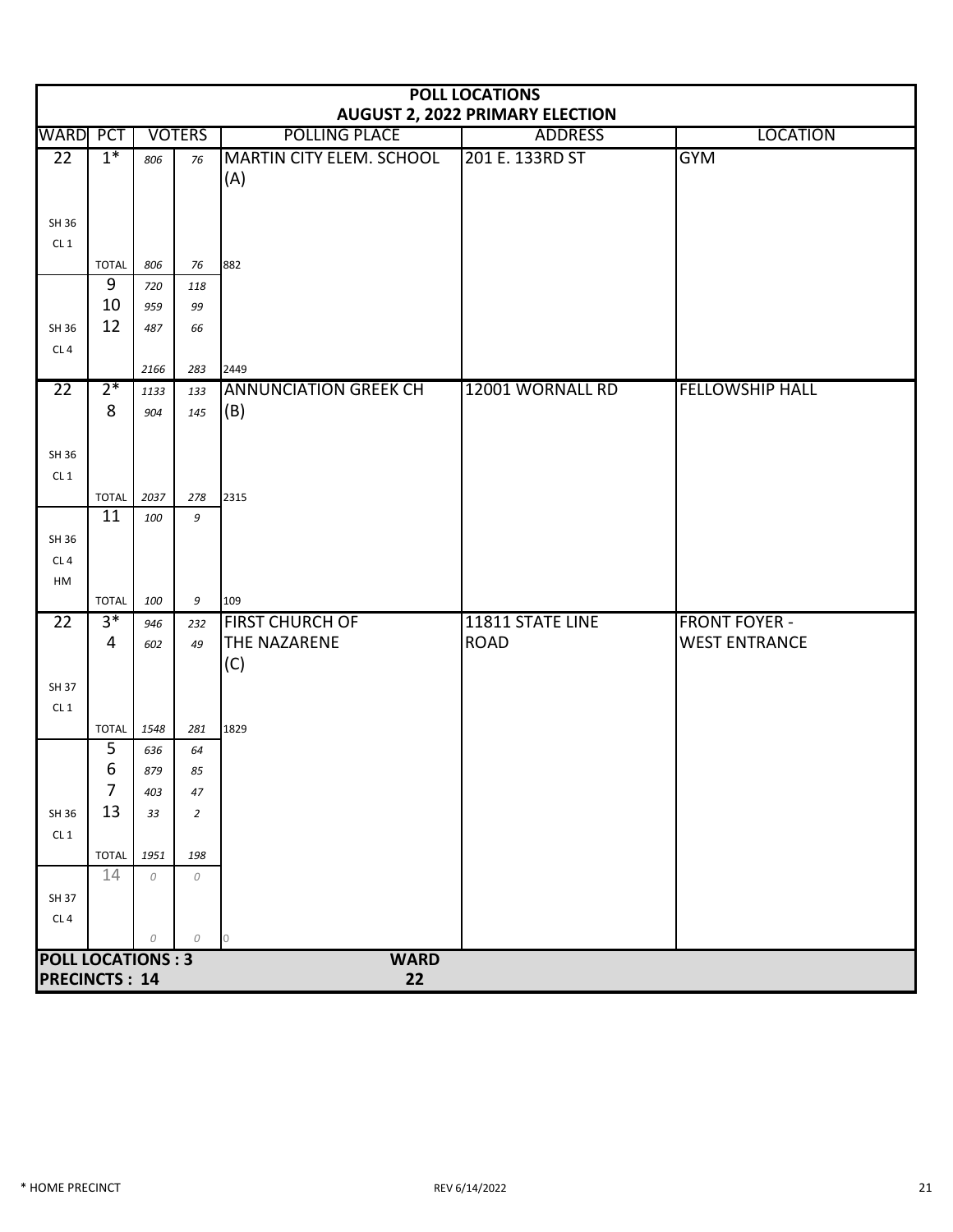# POLL LOCATIONS
## AUGUST 2, 2022 PRIMARY ELECTION

| WARD | PCT | VOTERS | | POLLING PLACE | ADDRESS | LOCATION |
|---|---|---|---|---|---|---|
| 22 | 1* | 806 | 76 | MARTIN CITY ELEM. SCHOOL (A) | 201 E. 133RD ST | GYM |
| SH 36 | | | | | | |
| CL 1 | | | | | | |
| | TOTAL | 806 | 76 | 882 | | |
| | 9 | 720 | 118 | | | |
| | 10 | 959 | 99 | | | |
| SH 36 | 12 | 487 | 66 | | | |
| CL 4 | | | | | | |
| | | 2166 | 283 | 2449 | | |
| 22 | 2* | 1133 | 133 | ANNUNCIATION GREEK CH | 12001 WORNALL RD | FELLOWSHIP HALL |
| | 8 | 904 | 145 | (B) | | |
| SH 36 | | | | | | |
| CL 1 | | | | | | |
| | TOTAL | 2037 | 278 | 2315 | | |
| | 11 | 100 | 9 | | | |
| SH 36 | | | | | | |
| CL 4 | | | | | | |
| HM | | | | | | |
| | TOTAL | 100 | 9 | 109 | | |
| 22 | 3* | 946 | 232 | FIRST CHURCH OF | 11811 STATE LINE | FRONT FOYER - |
| | 4 | 602 | 49 | THE NAZARENE | ROAD | WEST ENTRANCE |
| | | | | (C) | | |
| SH 37 | | | | | | |
| CL 1 | | | | | | |
| | TOTAL | 1548 | 281 | 1829 | | |
| | 5 | 636 | 64 | | | |
| | 6 | 879 | 85 | | | |
| | 7 | 403 | 47 | | | |
| SH 36 | 13 | 33 | 2 | | | |
| CL 1 | | | | | | |
| | TOTAL | 1951 | 198 | | | |
| | 14 | 0 | 0 | | | |
| SH 37 | | | | | | |
| CL 4 | | | | | | |
| | | 0 | 0 | 0 | | |

**POLL LOCATIONS : 3**
**PRECINCTS : 14**
**WARD 22**

\* HOME PRECINCT

REV 6/14/2022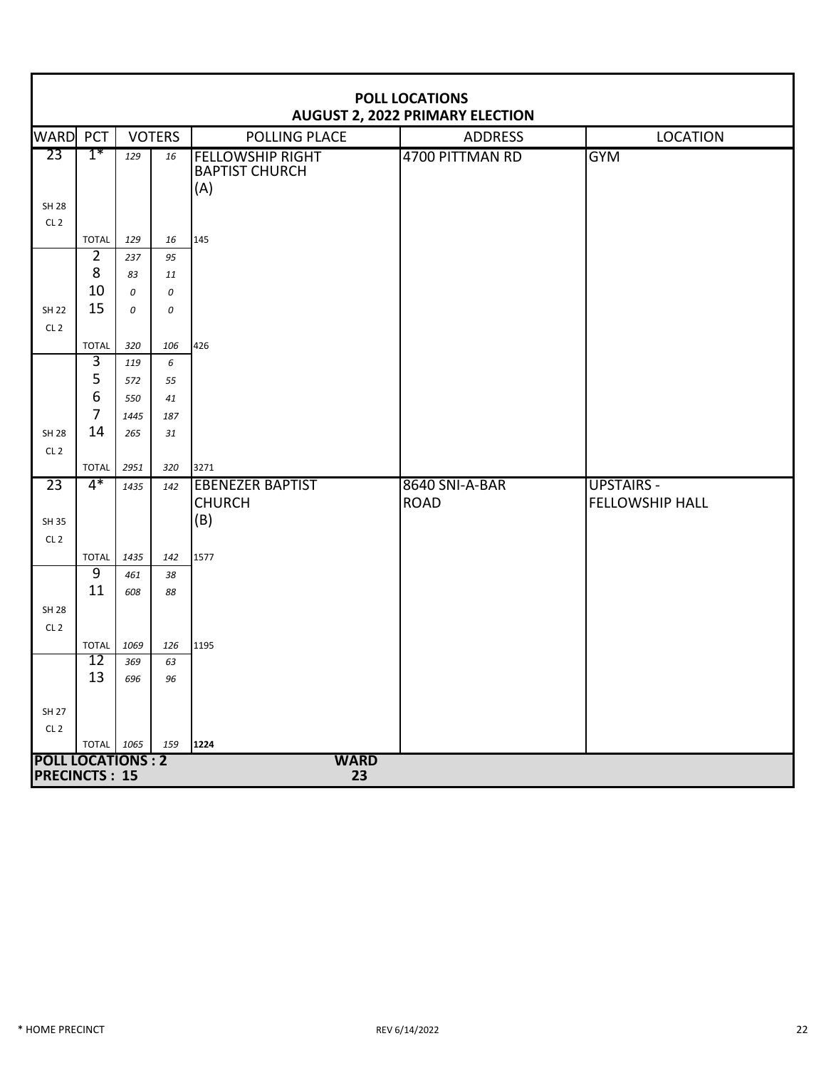## POLL LOCATIONS
## AUGUST 2, 2022 PRIMARY ELECTION

| WARD | PCT | VOTERS | | POLLING PLACE | ADDRESS | LOCATION |
|---|---|---|---|---|---|---|
| 23 | 1* | 129 | 16 | FELLOWSHIP RIGHT BAPTIST CHURCH (A) | 4700 PITTMAN RD | GYM |
| SH 28 CL 2 | | | | | | |
| | TOTAL | 129 | 16 | 145 | | |
| | 2 | 237 | 95 | | | |
| | 8 | 83 | 11 | | | |
| | 10 | 0 | 0 | | | |
| SH 22 | 15 | 0 | 0 | | | |
| CL 2 | | | | | | |
| | TOTAL | 320 | 106 | 426 | | |
| | 3 | 119 | 6 | | | |
| | 5 | 572 | 55 | | | |
| | 6 | 550 | 41 | | | |
| | 7 | 1445 | 187 | | | |
| SH 28 | 14 | 265 | 31 | | | |
| CL 2 | | | | | | |
| | TOTAL | 2951 | 320 | 3271 | | |
| 23 | 4* | 1435 | 142 | EBENEZER BAPTIST CHURCH (B) | 8640 SNI-A-BAR ROAD | UPSTAIRS - FELLOWSHIP HALL |
| SH 35 CL 2 | | | | | | |
| | TOTAL | 1435 | 142 | 1577 | | |
| | 9 | 461 | 38 | | | |
| | 11 | 608 | 88 | | | |
| SH 28 CL 2 | | | | | | |
| | TOTAL | 1069 | 126 | 1195 | | |
| | 12 | 369 | 63 | | | |
| | 13 | 696 | 96 | | | |
| SH 27 CL 2 | | | | | | |
| | TOTAL | 1065 | 159 | **1224** | | |

**POLL LOCATIONS : 2**
**PRECINCTS : 15**
**WARD 23**

* HOME PRECINCT

REV 6/14/2022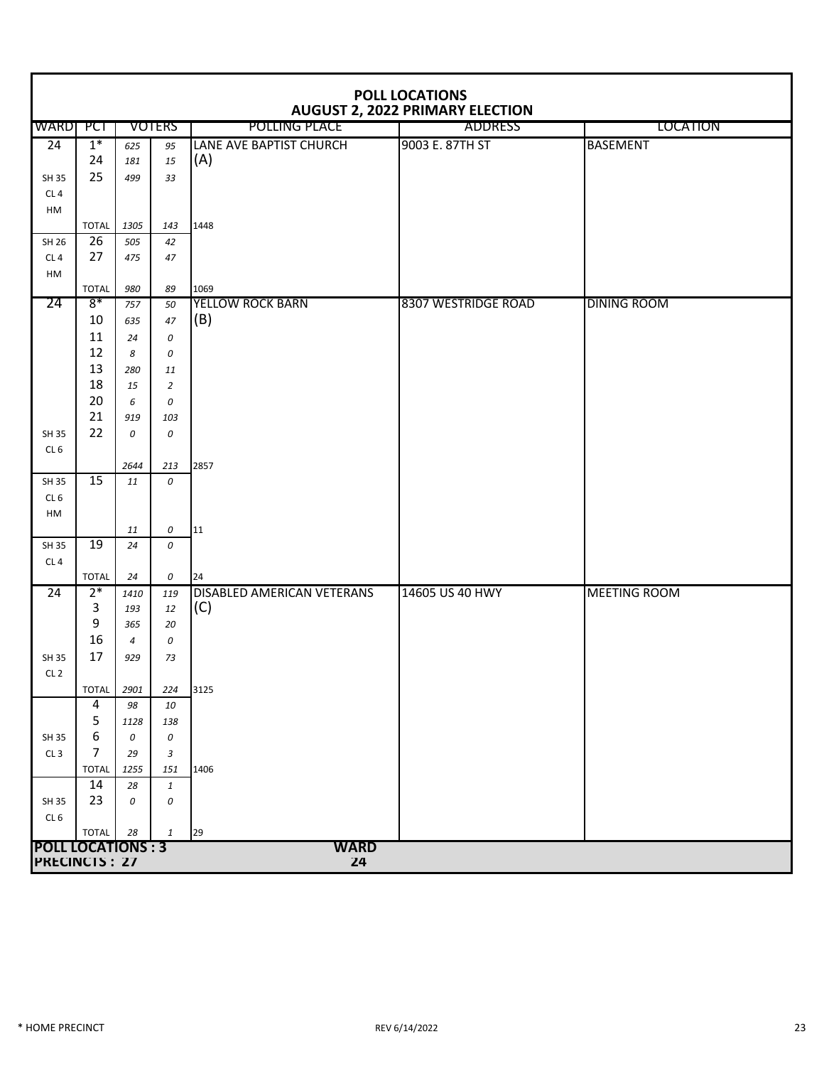# POLL LOCATIONS
## AUGUST 2, 2022 PRIMARY ELECTION

| WARD | PCT | VOTERS | | POLLING PLACE | ADDRESS | LOCATION |
|---|---|---|---|---|---|---|
| 24 | 1* | 625 | 95 | LANE AVE BAPTIST CHURCH | 9003 E. 87TH ST | BASEMENT |
| | 24 | 181 | 15 | (A) | | |
| SH 35 | 25 | 499 | 33 | | | |
| CL 4 | | | | | | |
| HM | | | | | | |
| | TOTAL | 1305 | 143 | 1448 | | |
| SH 26 | 26 | 505 | 42 | | | |
| CL 4 | 27 | 475 | 47 | | | |
| HM | | | | | | |
| | TOTAL | 980 | 89 | 1069 | | |
| 24 | 8* | 757 | 50 | YELLOW ROCK BARN | 8307 WESTRIDGE ROAD | DINING ROOM |
| | 10 | 635 | 47 | (B) | | |
| | 11 | 24 | 0 | | | |
| | 12 | 8 | 0 | | | |
| | 13 | 280 | 11 | | | |
| | 18 | 15 | 2 | | | |
| | 20 | 6 | 0 | | | |
| | 21 | 919 | 103 | | | |
| SH 35 | 22 | 0 | 0 | | | |
| CL 6 | | | | | | |
| | | 2644 | 213 | 2857 | | |
| SH 35 | 15 | 11 | 0 | | | |
| CL 6 | | | | | | |
| HM | | | | | | |
| | | 11 | 0 | 11 | | |
| SH 35 | 19 | 24 | 0 | | | |
| CL 4 | | | | | | |
| | TOTAL | 24 | 0 | 24 | | |
| 24 | 2* | 1410 | 119 | DISABLED AMERICAN VETERANS | 14605 US 40 HWY | MEETING ROOM |
| | 3 | 193 | 12 | (C) | | |
| | 9 | 365 | 20 | | | |
| | 16 | 4 | 0 | | | |
| SH 35 | 17 | 929 | 73 | | | |
| CL 2 | | | | | | |
| | TOTAL | 2901 | 224 | 3125 | | |
| | 4 | 98 | 10 | | | |
| | 5 | 1128 | 138 | | | |
| SH 35 | 6 | 0 | 0 | | | |
| CL 3 | 7 | 29 | 3 | | | |
| | TOTAL | 1255 | 151 | 1406 | | |
| | 14 | 28 | 1 | | | |
| SH 35 | 23 | 0 | 0 | | | |
| CL 6 | | | | | | |
| | TOTAL | 28 | 1 | 29 | | |

**POLL LOCATIONS : 3** **WARD 24**
**PRECINCTS : 27**

* HOME PRECINCT

REV 6/14/2022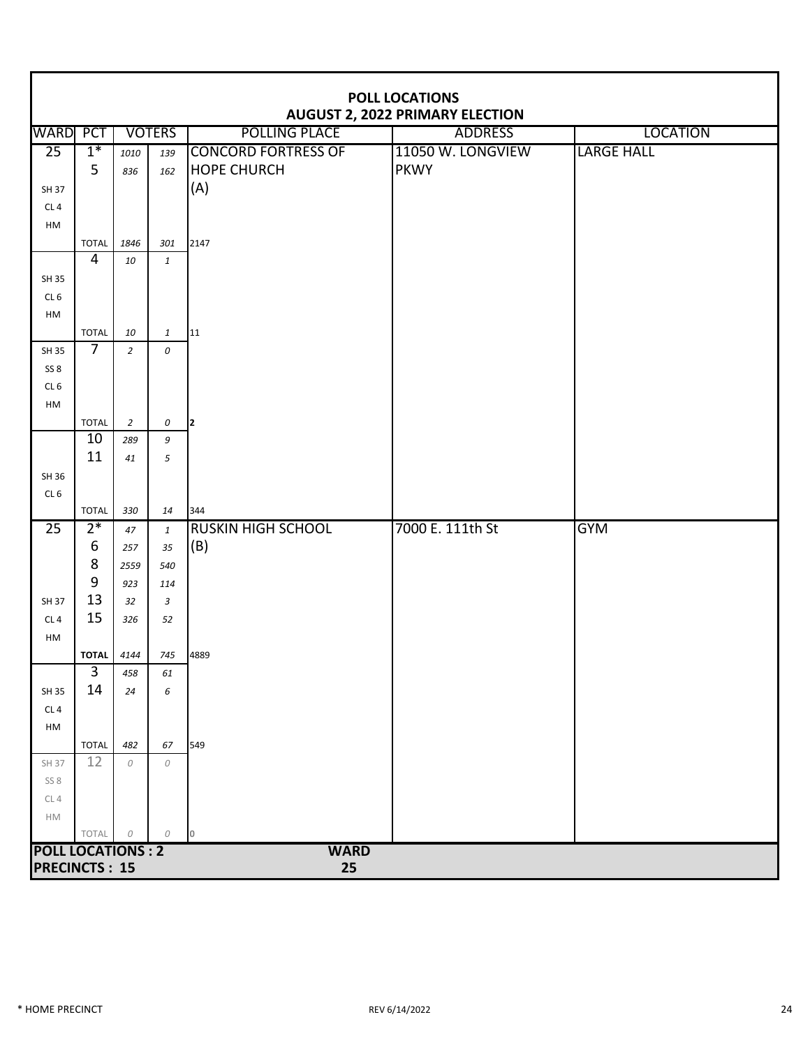# POLL LOCATIONS
## AUGUST 2, 2022 PRIMARY ELECTION

| WARD | PCT | VOTERS | | POLLING PLACE | ADDRESS | LOCATION |
|---|---|---|---|---|---|---|
| 25 | 1* | 1010 | 139 | CONCORD FORTRESS OF | 11050 W. LONGVIEW | LARGE HALL |
| | 5 | 836 | 162 | HOPE CHURCH | PKWY | |
| SH 37 | | | | (A) | | |
| CL 4 | | | | | | |
| HM | | | | | | |
| | TOTAL | 1846 | 301 | 2147 | | |
| | 4 | 10 | 1 | | | |
| SH 35 | | | | | | |
| CL 6 | | | | | | |
| HM | | | | | | |
| | TOTAL | 10 | 1 | 11 | | |
| SH 35 | 7 | 2 | 0 | | | |
| SS 8 | | | | | | |
| CL 6 | | | | | | |
| HM | | | | | | |
| | TOTAL | 2 | 0 | 2 | | |
| | 10 | 289 | 9 | | | |
| | 11 | 41 | 5 | | | |
| SH 36 | | | | | | |
| CL 6 | | | | | | |
| | TOTAL | 330 | 14 | 344 | | |
| 25 | 2* | 47 | 1 | RUSKIN HIGH SCHOOL | 7000 E. 111th St | GYM |
| | 6 | 257 | 35 | (B) | | |
| | 8 | 2559 | 540 | | | |
| | 9 | 923 | 114 | | | |
| SH 37 | 13 | 32 | 3 | | | |
| CL 4 | 15 | 326 | 52 | | | |
| HM | | | | | | |
| | **TOTAL** | 4144 | 745 | 4889 | | |
| | 3 | 458 | 61 | | | |
| SH 35 | 14 | 24 | 6 | | | |
| CL 4 | | | | | | |
| HM | | | | | | |
| | TOTAL | 482 | 67 | 549 | | |
| SH 37 | 12 | 0 | 0 | | | |
| SS 8 | | | | | | |
| CL 4 | | | | | | |
| HM | | | | | | |
| | TOTAL | 0 | 0 | 0 | | |

**POLL LOCATIONS : 2** **WARD 25**
**PRECINCTS : 15**

* HOME PRECINCT

REV 6/14/2022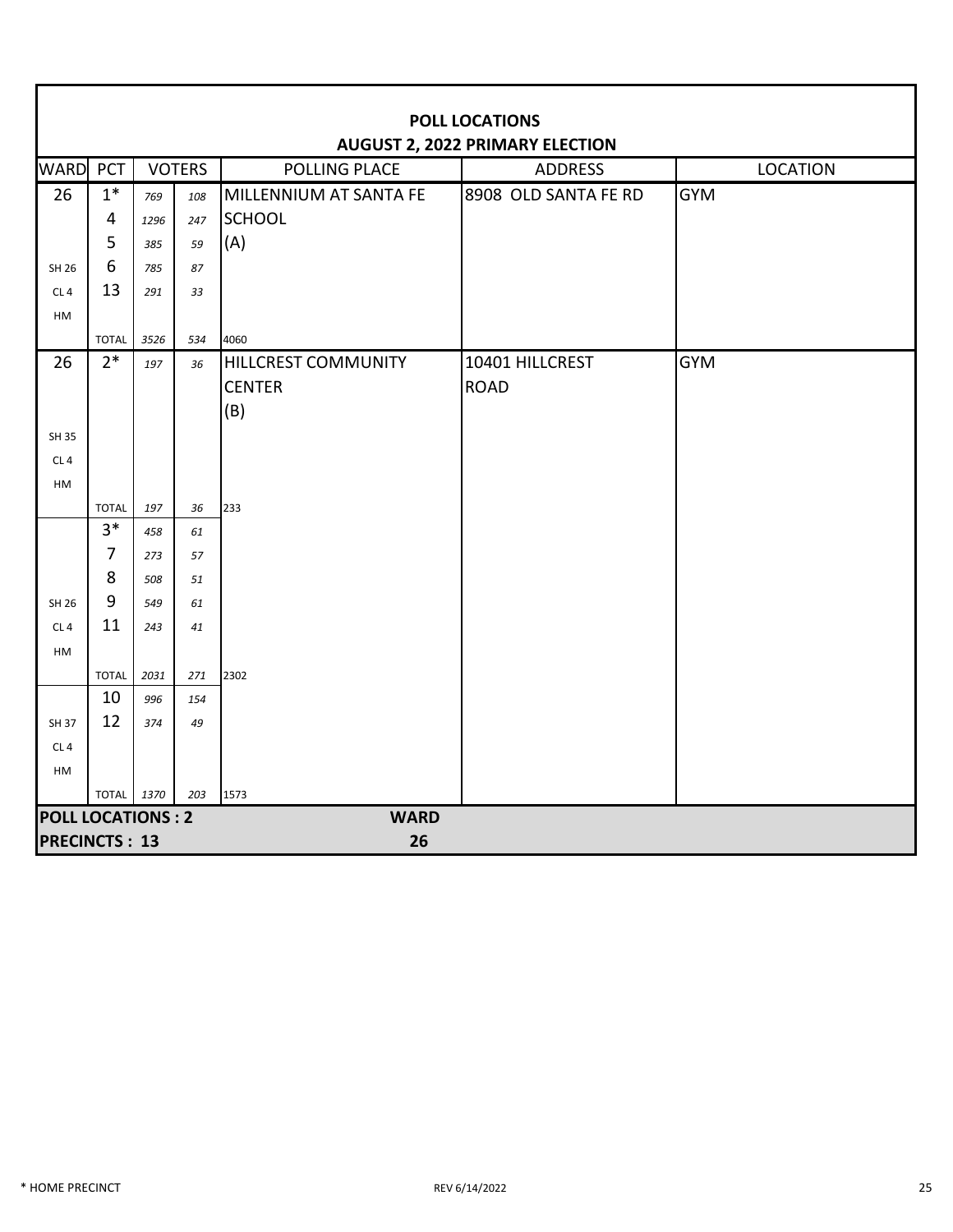## POLL LOCATIONS
## AUGUST 2, 2022 PRIMARY ELECTION

| WARD | PCT | VOTERS | | POLLING PLACE | ADDRESS | LOCATION |
|---|---|---|---|---|---|---|
| 26 | 1* | 769 | 108 | MILLENNIUM AT SANTA FE | 8908 OLD SANTA FE RD | GYM |
| | 4 | 1296 | 247 | SCHOOL | | |
| | 5 | 385 | 59 | (A) | | |
| SH 26 | 6 | 785 | 87 | | | |
| CL 4 | 13 | 291 | 33 | | | |
| HM | | | | | | |
| | TOTAL | 3526 | 534 | 4060 | | |
| 26 | 2* | 197 | 36 | HILLCREST COMMUNITY | 10401 HILLCREST | GYM |
| | | | | CENTER | ROAD | |
| | | | | (B) | | |
| SH 35 | | | | | | |
| CL 4 | | | | | | |
| HM | | | | | | |
| | TOTAL | 197 | 36 | 233 | | |
| | 3* | 458 | 61 | | | |
| | 7 | 273 | 57 | | | |
| | 8 | 508 | 51 | | | |
| SH 26 | 9 | 549 | 61 | | | |
| CL 4 | 11 | 243 | 41 | | | |
| HM | | | | | | |
| | TOTAL | 2031 | 271 | 2302 | | |
| | 10 | 996 | 154 | | | |
| SH 37 | 12 | 374 | 49 | | | |
| CL 4 | | | | | | |
| HM | | | | | | |
| | TOTAL | 1370 | 203 | 1573 | | |

**POLL LOCATIONS : 2** **WARD 26**

**PRECINCTS : 13**

\* HOME PRECINCT

REV 6/14/2022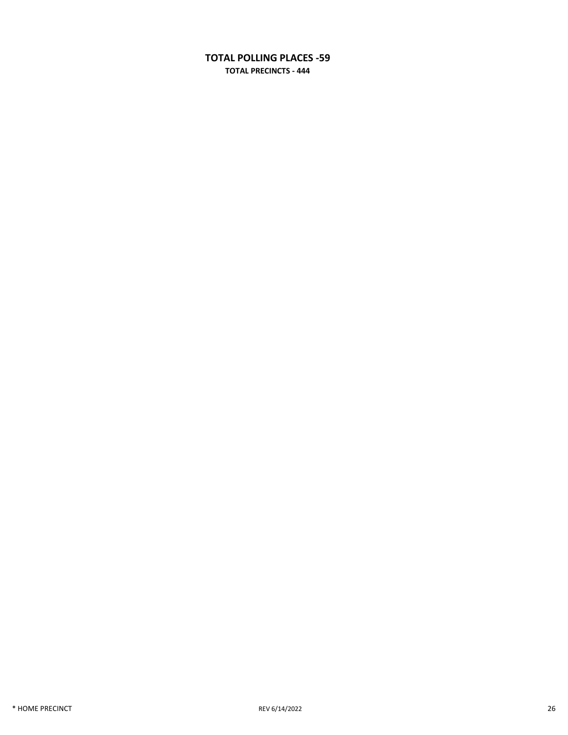**TOTAL POLLING PLACES -59**

**TOTAL PRECINCTS - 444**